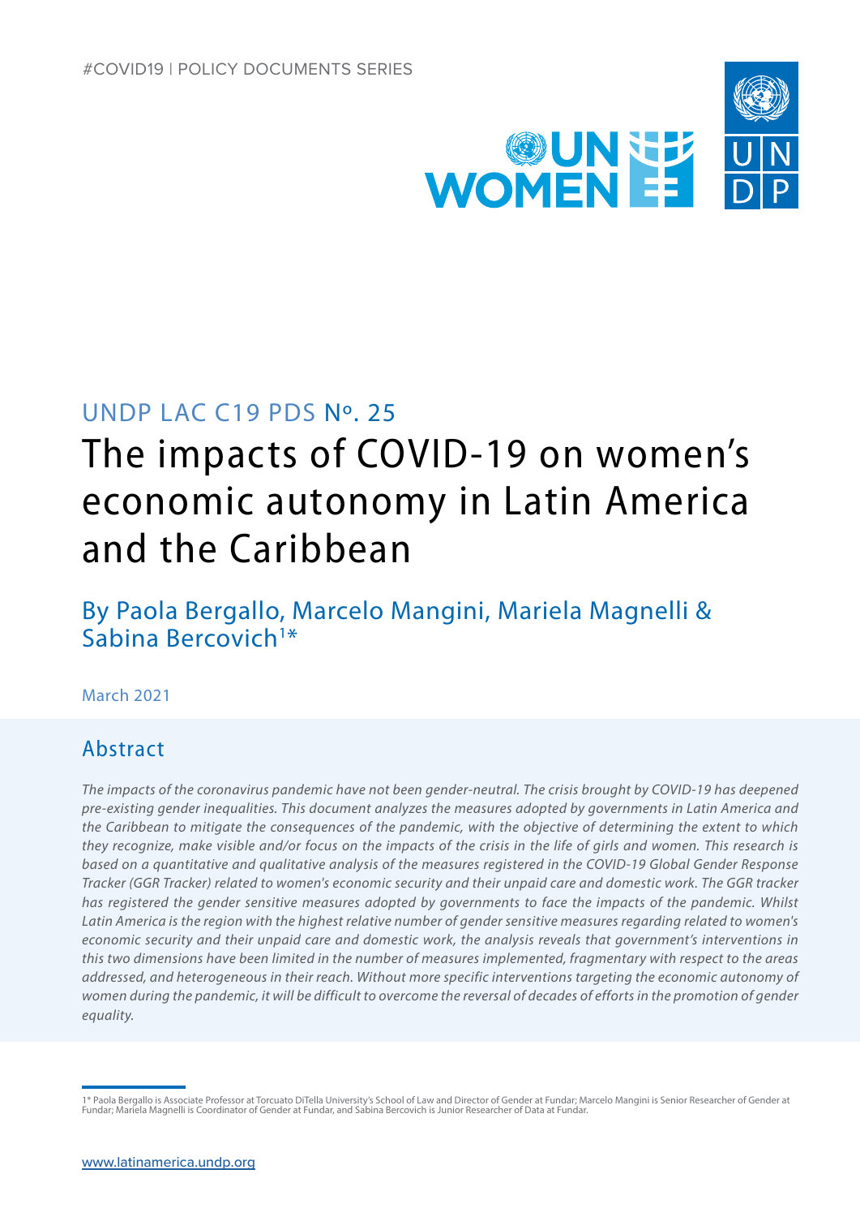#COVID19 | POLICY DOCUMENTS SERIES

UNDP LAC C19 PDS Nº. 25

# The impacts of COVID-19 on women's economic autonomy in Latin America and the Caribbean

By Paola Bergallo, Marcelo Mangini, Mariela Magnelli & Sabina Bercovich[1*]

March 2021

## Abstract

*The impacts of the coronavirus pandemic have not been gender-neutral. The crisis brought by COVID-19 has deepened pre-existing gender inequalities. This document analyzes the measures adopted by governments in Latin America and the Caribbean to mitigate the consequences of the pandemic, with the objective of determining the extent to which they recognize, make visible and/or focus on the impacts of the crisis in the life of girls and women. This research is based on a quantitative and qualitative analysis of the measures registered in the COVID-19 Global Gender Response Tracker (GGR Tracker) related to women's economic security and their unpaid care and domestic work. The GGR tracker has registered the gender sensitive measures adopted by governments to face the impacts of the pandemic. Whilst Latin America is the region with the highest relative number of gender sensitive measures regarding related to women's economic security and their unpaid care and domestic work, the analysis reveals that government's interventions in this two dimensions have been limited in the number of measures implemented, fragmentary with respect to the areas addressed, and heterogeneous in their reach. Without more specific interventions targeting the economic autonomy of women during the pandemic, it will be difficult to overcome the reversal of decades of efforts in the promotion of gender equality.*

1* Paola Bergallo is Associate Professor at Torcuato DiTella University's School of Law and Director of Gender at Fundar; Marcelo Mangini is Senior Researcher of Gender at Fundar; Mariela Magnelli is Coordinator of Gender at Fundar, and Sabina Bercovich is Junior Researcher of Data at Fundar.

www.latinamerica.undp.org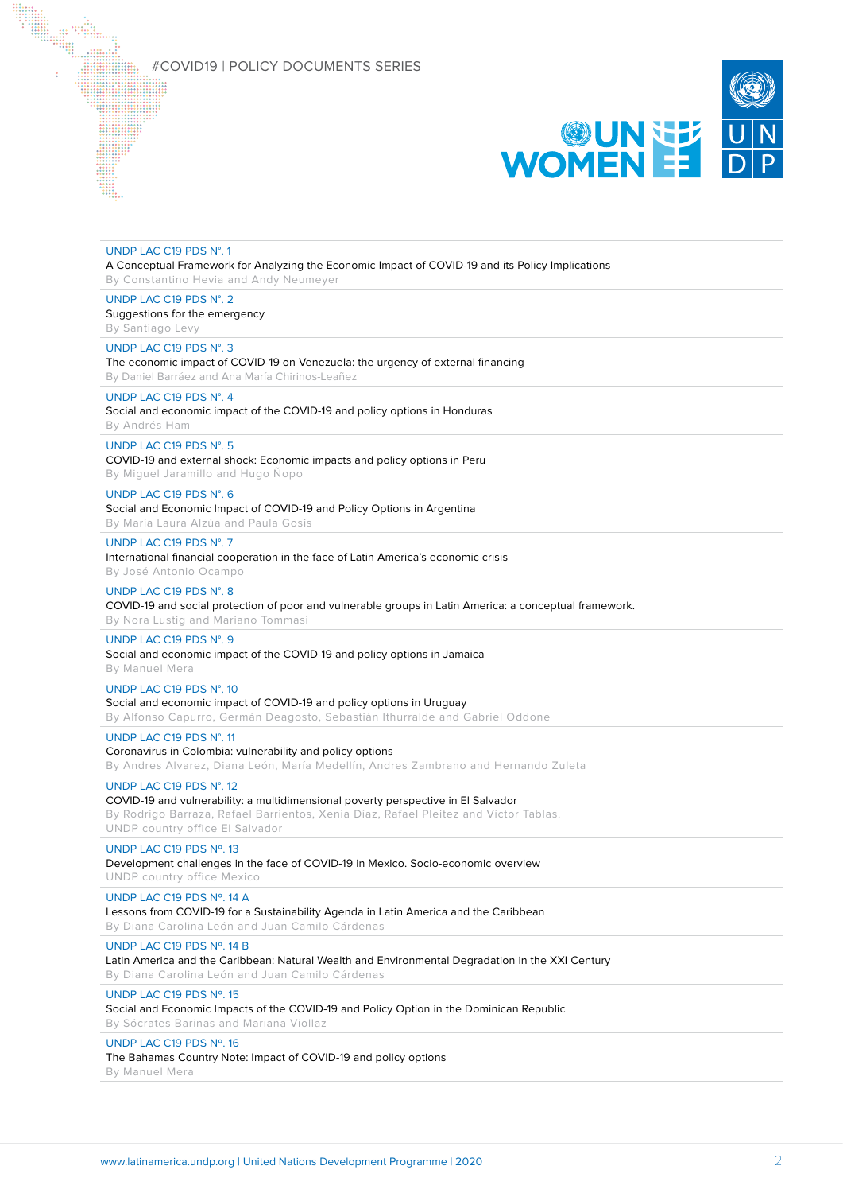#COVID19 | POLICY DOCUMENTS SERIES

UNDP LAC C19 PDS N°. 1
A Conceptual Framework for Analyzing the Economic Impact of COVID-19 and its Policy Implications
By Constantino Hevia and Andy Neumeyer

UNDP LAC C19 PDS N°. 2
Suggestions for the emergency
By Santiago Levy

UNDP LAC C19 PDS N°. 3
The economic impact of COVID-19 on Venezuela: the urgency of external financing
By Daniel Barráez and Ana María Chirinos-Leañez

UNDP LAC C19 PDS N°. 4
Social and economic impact of the COVID-19 and policy options in Honduras
By Andrés Ham

UNDP LAC C19 PDS N°. 5
COVID-19 and external shock: Economic impacts and policy options in Peru
By Miguel Jaramillo and Hugo Ñopo

UNDP LAC C19 PDS N°. 6
Social and Economic Impact of COVID-19 and Policy Options in Argentina
By María Laura Alzúa and Paula Gosis

UNDP LAC C19 PDS N°. 7
International financial cooperation in the face of Latin America's economic crisis
By José Antonio Ocampo

UNDP LAC C19 PDS N°. 8
COVID-19 and social protection of poor and vulnerable groups in Latin America: a conceptual framework.
By Nora Lustig and Mariano Tommasi

UNDP LAC C19 PDS N°. 9
Social and economic impact of the COVID-19 and policy options in Jamaica
By Manuel Mera

UNDP LAC C19 PDS N°. 10
Social and economic impact of COVID-19 and policy options in Uruguay
By Alfonso Capurro, Germán Deagosto, Sebastián Ithurralde and Gabriel Oddone

UNDP LAC C19 PDS N°. 11
Coronavirus in Colombia: vulnerability and policy options
By Andres Alvarez, Diana León, María Medellín, Andres Zambrano and Hernando Zuleta

UNDP LAC C19 PDS N°. 12
COVID-19 and vulnerability: a multidimensional poverty perspective in El Salvador
By Rodrigo Barraza, Rafael Barrientos, Xenia Díaz, Rafael Pleitez and Víctor Tablas.
UNDP country office El Salvador

UNDP LAC C19 PDS Nº. 13
Development challenges in the face of COVID-19 in Mexico. Socio-economic overview
UNDP country office Mexico

UNDP LAC C19 PDS Nº. 14 A
Lessons from COVID-19 for a Sustainability Agenda in Latin America and the Caribbean
By Diana Carolina León and Juan Camilo Cárdenas

UNDP LAC C19 PDS Nº. 14 B
Latin America and the Caribbean: Natural Wealth and Environmental Degradation in the XXI Century
By Diana Carolina León and Juan Camilo Cárdenas

UNDP LAC C19 PDS Nº. 15
Social and Economic Impacts of the COVID-19 and Policy Option in the Dominican Republic
By Sócrates Barinas and Mariana Viollaz

UNDP LAC C19 PDS Nº. 16
The Bahamas Country Note: Impact of COVID-19 and policy options
By Manuel Mera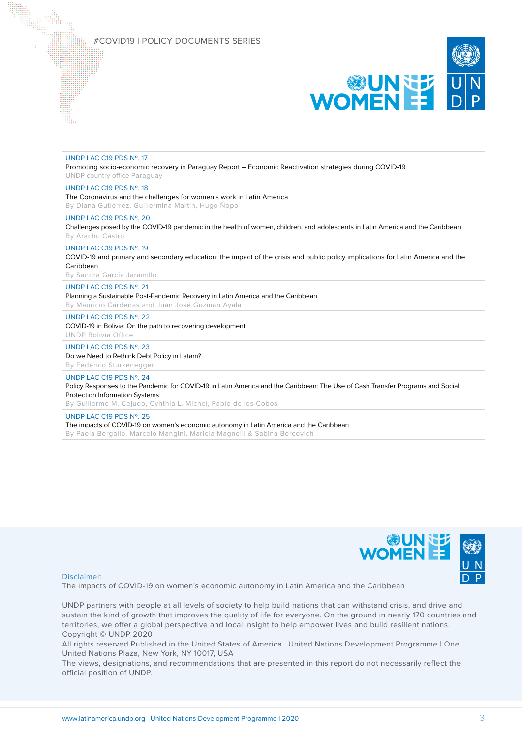#COVID19 | POLICY DOCUMENTS SERIES

UNDP LAC C19 PDS Nº. 17
Promoting socio-economic recovery in Paraguay Report – Economic Reactivation strategies during COVID-19
UNDP country office Paraguay

UNDP LAC C19 PDS Nº. 18
The Coronavirus and the challenges for women's work in Latin America
By Diana Gutiérrez, Guillermina Martin, Hugo Ñopo

UNDP LAC C19 PDS Nº. 20
Challenges posed by the COVID-19 pandemic in the health of women, children, and adolescents in Latin America and the Caribbean
By Arachu Castro

UNDP LAC C19 PDS Nº. 19
COVID-19 and primary and secondary education: the impact of the crisis and public policy implications for Latin America and the Caribbean
By Sandra García Jaramillo

UNDP LAC C19 PDS Nº. 21
Planning a Sustainable Post-Pandemic Recovery in Latin America and the Caribbean
By Mauricio Cárdenas and Juan José Guzmán Ayala

UNDP LAC C19 PDS Nº. 22
COVID-19 in Bolivia: On the path to recovering development
UNDP Bolivia Office

UNDP LAC C19 PDS Nº. 23
Do we Need to Rethink Debt Policy in Latam?
By Federico Sturzenegger

UNDP LAC C19 PDS Nº. 24
Policy Responses to the Pandemic for COVID-19 in Latin America and the Caribbean: The Use of Cash Transfer Programs and Social Protection Information Systems
By Guillermo M. Cejudo, Cynthia L. Michel, Pablo de los Cobos

UNDP LAC C19 PDS Nº. 25
The impacts of COVID-19 on women's economic autonomy in Latin America and the Caribbean
By Paola Bergallo, Marcelo Mangini, Mariela Magnelli & Sabina Bercovich

Disclaimer:
The impacts of COVID-19 on women's economic autonomy in Latin America and the Caribbean

UNDP partners with people at all levels of society to help build nations that can withstand crisis, and drive and sustain the kind of growth that improves the quality of life for everyone. On the ground in nearly 170 countries and territories, we offer a global perspective and local insight to help empower lives and build resilient nations.
Copyright © UNDP 2020
All rights reserved Published in the United States of America | United Nations Development Programme | One United Nations Plaza, New York, NY 10017, USA
The views, designations, and recommendations that are presented in this report do not necessarily reflect the official position of UNDP.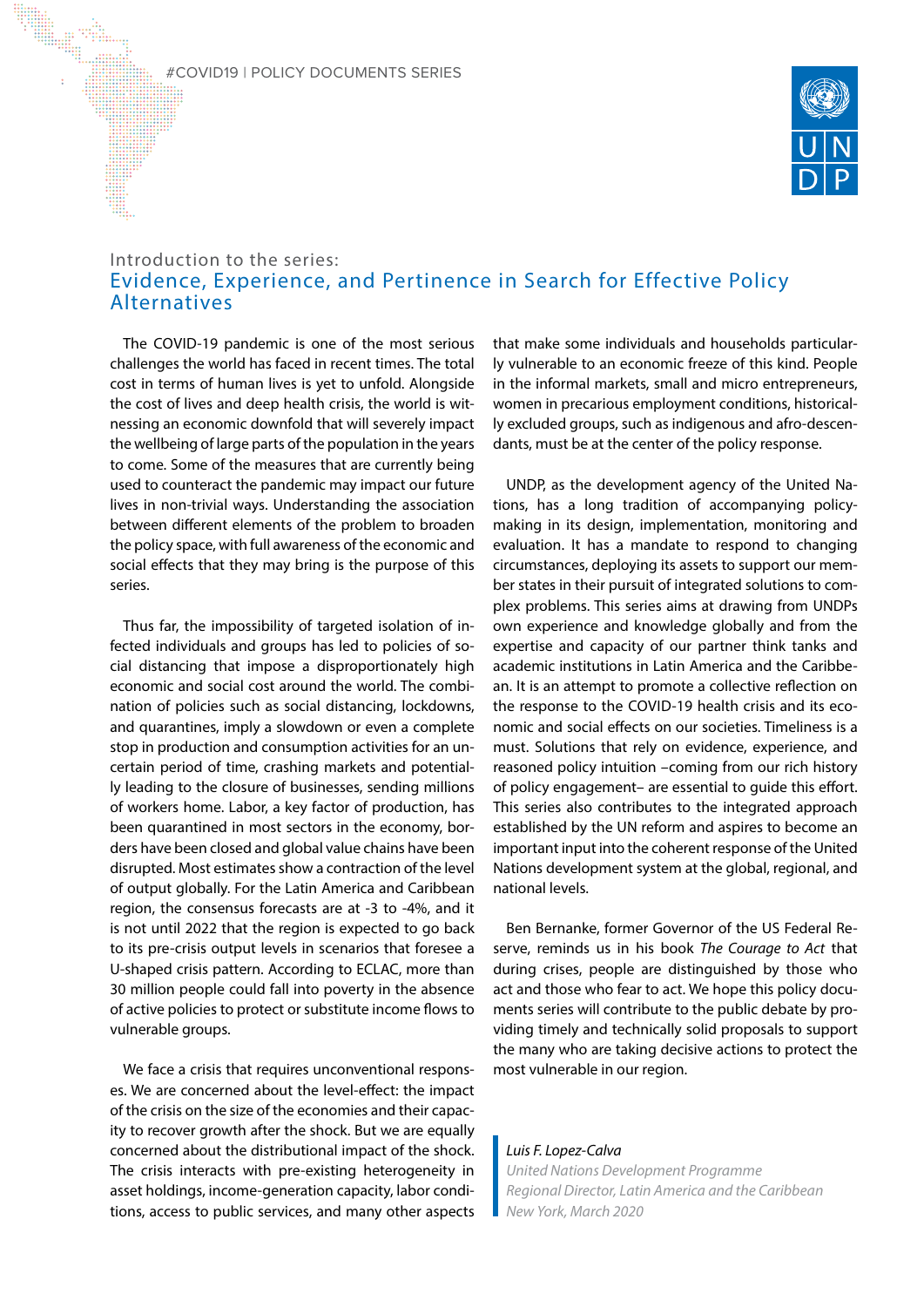Introduction to the series:

# Evidence, Experience, and Pertinence in Search for Effective Policy Alternatives

The COVID-19 pandemic is one of the most serious challenges the world has faced in recent times. The total cost in terms of human lives is yet to unfold. Alongside the cost of lives and deep health crisis, the world is witnessing an economic downfold that will severely impact the wellbeing of large parts of the population in the years to come. Some of the measures that are currently being used to counteract the pandemic may impact our future lives in non-trivial ways. Understanding the association between different elements of the problem to broaden the policy space, with full awareness of the economic and social effects that they may bring is the purpose of this series.

Thus far, the impossibility of targeted isolation of infected individuals and groups has led to policies of social distancing that impose a disproportionately high economic and social cost around the world. The combination of policies such as social distancing, lockdowns, and quarantines, imply a slowdown or even a complete stop in production and consumption activities for an uncertain period of time, crashing markets and potentially leading to the closure of businesses, sending millions of workers home. Labor, a key factor of production, has been quarantined in most sectors in the economy, borders have been closed and global value chains have been disrupted. Most estimates show a contraction of the level of output globally. For the Latin America and Caribbean region, the consensus forecasts are at -3 to -4%, and it is not until 2022 that the region is expected to go back to its pre-crisis output levels in scenarios that foresee a U-shaped crisis pattern. According to ECLAC, more than 30 million people could fall into poverty in the absence of active policies to protect or substitute income flows to vulnerable groups.

We face a crisis that requires unconventional responses. We are concerned about the level-effect: the impact of the crisis on the size of the economies and their capacity to recover growth after the shock. But we are equally concerned about the distributional impact of the shock. The crisis interacts with pre-existing heterogeneity in asset holdings, income-generation capacity, labor conditions, access to public services, and many other aspects that make some individuals and households particularly vulnerable to an economic freeze of this kind. People in the informal markets, small and micro entrepreneurs, women in precarious employment conditions, historically excluded groups, such as indigenous and afro-descendants, must be at the center of the policy response.

UNDP, as the development agency of the United Nations, has a long tradition of accompanying policymaking in its design, implementation, monitoring and evaluation. It has a mandate to respond to changing circumstances, deploying its assets to support our member states in their pursuit of integrated solutions to complex problems. This series aims at drawing from UNDPs own experience and knowledge globally and from the expertise and capacity of our partner think tanks and academic institutions in Latin America and the Caribbean. It is an attempt to promote a collective reflection on the response to the COVID-19 health crisis and its economic and social effects on our societies. Timeliness is a must. Solutions that rely on evidence, experience, and reasoned policy intuition –coming from our rich history of policy engagement– are essential to guide this effort. This series also contributes to the integrated approach established by the UN reform and aspires to become an important input into the coherent response of the United Nations development system at the global, regional, and national levels.

Ben Bernanke, former Governor of the US Federal Reserve, reminds us in his book *The Courage to Act* that during crises, people are distinguished by those who act and those who fear to act. We hope this policy documents series will contribute to the public debate by providing timely and technically solid proposals to support the many who are taking decisive actions to protect the most vulnerable in our region.

*Luis F. Lopez-Calva*
*United Nations Development Programme*
*Regional Director, Latin America and the Caribbean*
*New York, March 2020*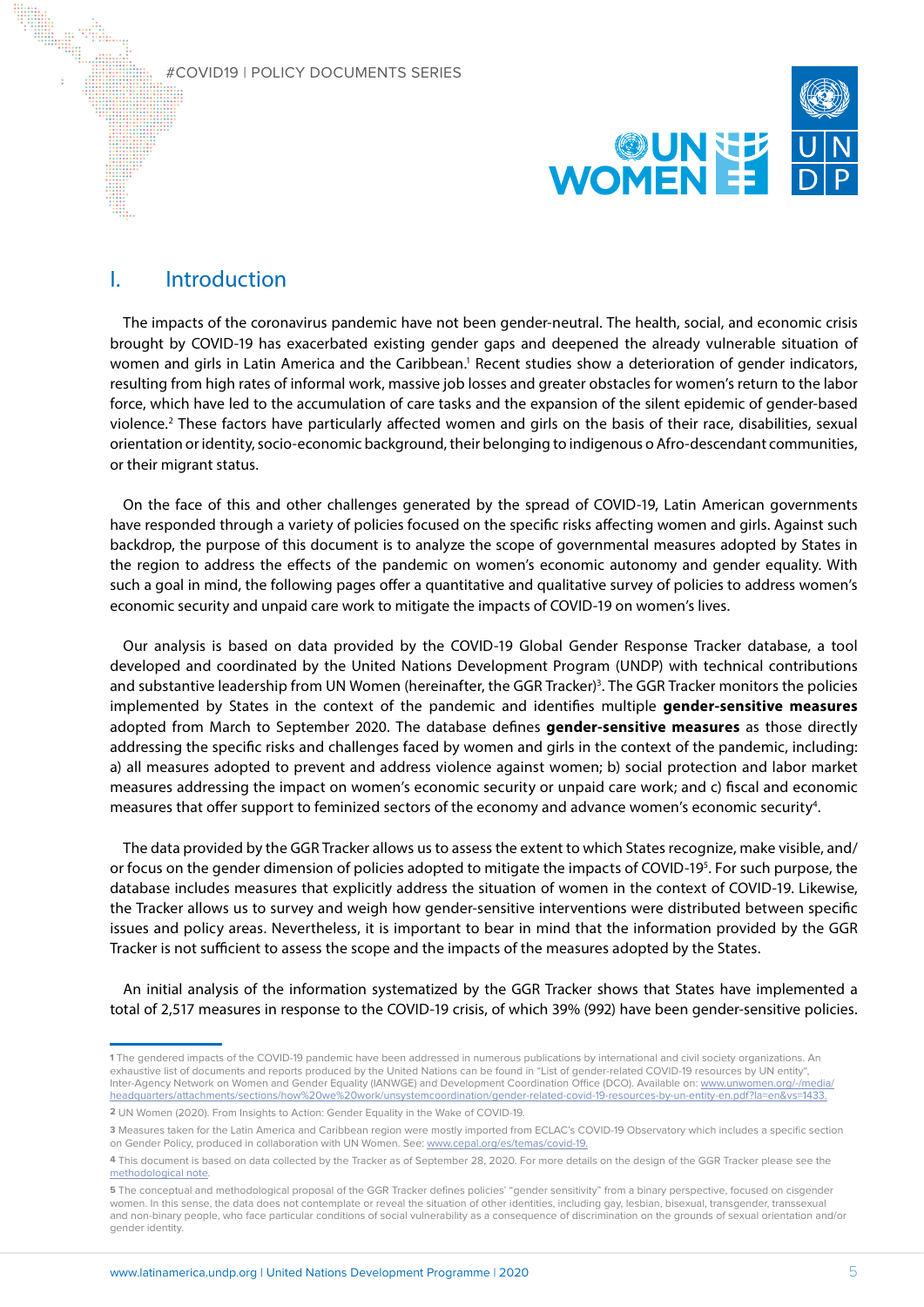## I. Introduction

The impacts of the coronavirus pandemic have not been gender-neutral. The health, social, and economic crisis brought by COVID-19 has exacerbated existing gender gaps and deepened the already vulnerable situation of women and girls in Latin America and the Caribbean.[1] Recent studies show a deterioration of gender indicators, resulting from high rates of informal work, massive job losses and greater obstacles for women's return to the labor force, which have led to the accumulation of care tasks and the expansion of the silent epidemic of gender-based violence.[2] These factors have particularly affected women and girls on the basis of their race, disabilities, sexual orientation or identity, socio-economic background, their belonging to indigenous o Afro-descendant communities, or their migrant status.

On the face of this and other challenges generated by the spread of COVID-19, Latin American governments have responded through a variety of policies focused on the specific risks affecting women and girls. Against such backdrop, the purpose of this document is to analyze the scope of governmental measures adopted by States in the region to address the effects of the pandemic on women's economic autonomy and gender equality. With such a goal in mind, the following pages offer a quantitative and qualitative survey of policies to address women's economic security and unpaid care work to mitigate the impacts of COVID-19 on women's lives.

Our analysis is based on data provided by the COVID-19 Global Gender Response Tracker database, a tool developed and coordinated by the United Nations Development Program (UNDP) with technical contributions and substantive leadership from UN Women (hereinafter, the GGR Tracker)[3]. The GGR Tracker monitors the policies implemented by States in the context of the pandemic and identifies multiple **gender-sensitive measures** adopted from March to September 2020. The database defines **gender-sensitive measures** as those directly addressing the specific risks and challenges faced by women and girls in the context of the pandemic, including: a) all measures adopted to prevent and address violence against women; b) social protection and labor market measures addressing the impact on women's economic security or unpaid care work; and c) fiscal and economic measures that offer support to feminized sectors of the economy and advance women's economic security[4].

The data provided by the GGR Tracker allows us to assess the extent to which States recognize, make visible, and/or focus on the gender dimension of policies adopted to mitigate the impacts of COVID-19[5]. For such purpose, the database includes measures that explicitly address the situation of women in the context of COVID-19. Likewise, the Tracker allows us to survey and weigh how gender-sensitive interventions were distributed between specific issues and policy areas. Nevertheless, it is important to bear in mind that the information provided by the GGR Tracker is not sufficient to assess the scope and the impacts of the measures adopted by the States.

An initial analysis of the information systematized by the GGR Tracker shows that States have implemented a total of 2,517 measures in response to the COVID-19 crisis, of which 39% (992) have been gender-sensitive policies.

---

**1** The gendered impacts of the COVID-19 pandemic have been addressed in numerous publications by international and civil society organizations. An exhaustive list of documents and reports produced by the United Nations can be found in "List of gender-related COVID-19 resources by UN entity", Inter-Agency Network on Women and Gender Equality (IANWGE) and Development Coordination Office (DCO). Available on: www.unwomen.org/-/media/headquarters/attachments/sections/how%20we%20work/unsystemcoordination/gender-related-covid-19-resources-by-un-entity-en.pdf?la=en&vs=1433.

**2** UN Women (2020). From Insights to Action: Gender Equality in the Wake of COVID-19.

**3** Measures taken for the Latin America and Caribbean region were mostly imported from ECLAC's COVID-19 Observatory which includes a specific section on Gender Policy, produced in collaboration with UN Women. See: www.cepal.org/es/temas/covid-19.

**4** This document is based on data collected by the Tracker as of September 28, 2020. For more details on the design of the GGR Tracker please see the methodological note.

**5** The conceptual and methodological proposal of the GGR Tracker defines policies' "gender sensitivity" from a binary perspective, focused on cisgender women. In this sense, the data does not contemplate or reveal the situation of other identities, including gay, lesbian, bisexual, transgender, transsexual and non-binary people, who face particular conditions of social vulnerability as a consequence of discrimination on the grounds of sexual orientation and/or gender identity.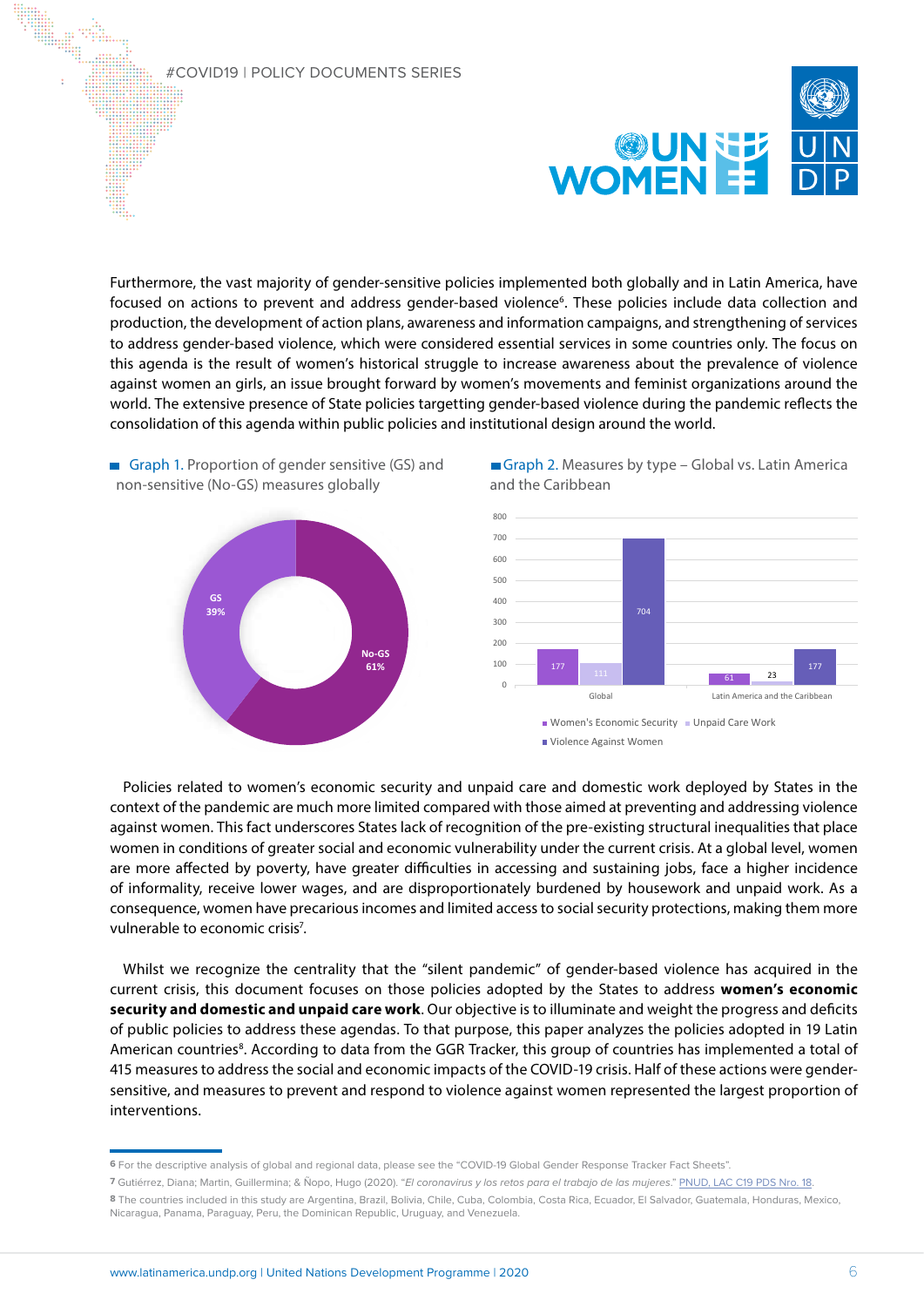Furthermore, the vast majority of gender-sensitive policies implemented both globally and in Latin America, have focused on actions to prevent and address gender-based violence[6]. These policies include data collection and production, the development of action plans, awareness and information campaigns, and strengthening of services to address gender-based violence, which were considered essential services in some countries only. The focus on this agenda is the result of women's historical struggle to increase awareness about the prevalence of violence against women an girls, an issue brought forward by women's movements and feminist organizations around the world. The extensive presence of State policies targetting gender-based violence during the pandemic reflects the consolidation of this agenda within public policies and institutional design around the world.

Graph 1. Proportion of gender sensitive (GS) and non-sensitive (No-GS) measures globally

GS 39%

No-GS 61%

Graph 2. Measures by type – Global vs. Latin America and the Caribbean

| | Women's Economic Security | Unpaid Care Work | Violence Against Women |
|---|---|---|---|
| Global | 177 | 111 | 704 |
| Latin America and the Caribbean | 61 | 23 | 177 |

Policies related to women's economic security and unpaid care and domestic work deployed by States in the context of the pandemic are much more limited compared with those aimed at preventing and addressing violence against women. This fact underscores States lack of recognition of the pre-existing structural inequalities that place women in conditions of greater social and economic vulnerability under the current crisis. At a global level, women are more affected by poverty, have greater difficulties in accessing and sustaining jobs, face a higher incidence of informality, receive lower wages, and are disproportionately burdened by housework and unpaid work. As a consequence, women have precarious incomes and limited access to social security protections, making them more vulnerable to economic crisis[7].

Whilst we recognize the centrality that the "silent pandemic" of gender-based violence has acquired in the current crisis, this document focuses on those policies adopted by the States to address **women's economic security and domestic and unpaid care work**. Our objective is to illuminate and weight the progress and deficits of public policies to address these agendas. To that purpose, this paper analyzes the policies adopted in 19 Latin American countries[8]. According to data from the GGR Tracker, this group of countries has implemented a total of 415 measures to address the social and economic impacts of the COVID-19 crisis. Half of these actions were gender-sensitive, and measures to prevent and respond to violence against women represented the largest proportion of interventions.

---

6 For the descriptive analysis of global and regional data, please see the "COVID-19 Global Gender Response Tracker Fact Sheets".

7 Gutiérrez, Diana; Martin, Guillermina; & Ñopo, Hugo (2020). "*El coronavirus y los retos para el trabajo de las mujeres.*" PNUD, LAC C19 PDS Nro. 18.

8 The countries included in this study are Argentina, Brazil, Bolivia, Chile, Cuba, Colombia, Costa Rica, Ecuador, El Salvador, Guatemala, Honduras, Mexico, Nicaragua, Panama, Paraguay, Peru, the Dominican Republic, Uruguay, and Venezuela.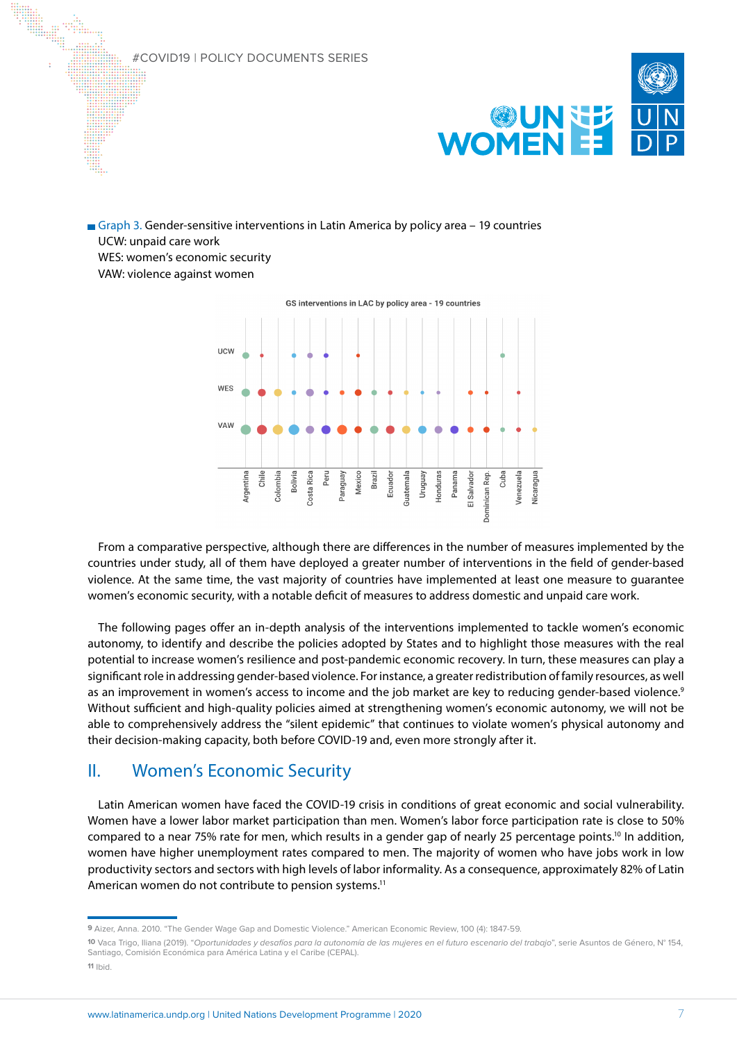Graph 3. Gender-sensitive interventions in Latin America by policy area – 19 countries
UCW: unpaid care work
WES: women's economic security
VAW: violence against women

From a comparative perspective, although there are differences in the number of measures implemented by the countries under study, all of them have deployed a greater number of interventions in the field of gender-based violence. At the same time, the vast majority of countries have implemented at least one measure to guarantee women's economic security, with a notable deficit of measures to address domestic and unpaid care work.

The following pages offer an in-depth analysis of the interventions implemented to tackle women's economic autonomy, to identify and describe the policies adopted by States and to highlight those measures with the real potential to increase women's resilience and post-pandemic economic recovery. In turn, these measures can play a significant role in addressing gender-based violence. For instance, a greater redistribution of family resources, as well as an improvement in women's access to income and the job market are key to reducing gender-based violence.[9] Without sufficient and high-quality policies aimed at strengthening women's economic autonomy, we will not be able to comprehensively address the "silent epidemic" that continues to violate women's physical autonomy and their decision-making capacity, both before COVID-19 and, even more strongly after it.

## II. Women's Economic Security

Latin American women have faced the COVID-19 crisis in conditions of great economic and social vulnerability. Women have a lower labor market participation than men. Women's labor force participation rate is close to 50% compared to a near 75% rate for men, which results in a gender gap of nearly 25 percentage points.[10] In addition, women have higher unemployment rates compared to men. The majority of women who have jobs work in low productivity sectors and sectors with high levels of labor informality. As a consequence, approximately 82% of Latin American women do not contribute to pension systems.[11]

---

[9] Aizer, Anna. 2010. "The Gender Wage Gap and Domestic Violence." American Economic Review, 100 (4): 1847-59.

[10] Vaca Trigo, Iliana (2019). "*Oportunidades y desafíos para la autonomía de las mujeres en el futuro escenario del trabajo*", serie Asuntos de Género, N° 154, Santiago, Comisión Económica para América Latina y el Caribe (CEPAL).

[11] Ibid.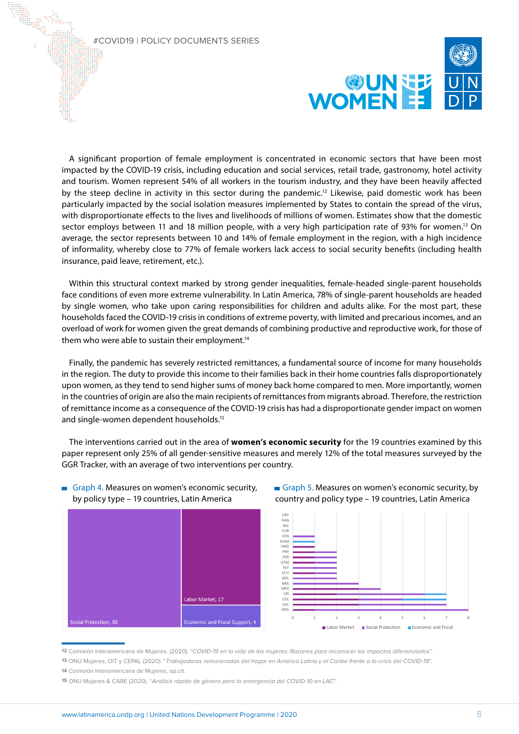A significant proportion of female employment is concentrated in economic sectors that have been most impacted by the COVID-19 crisis, including education and social services, retail trade, gastronomy, hotel activity and tourism. Women represent 54% of all workers in the tourism industry, and they have been heavily affected by the steep decline in activity in this sector during the pandemic.[12] Likewise, paid domestic work has been particularly impacted by the social isolation measures implemented by States to contain the spread of the virus, with disproportionate effects to the lives and livelihoods of millions of women. Estimates show that the domestic sector employs between 11 and 18 million people, with a very high participation rate of 93% for women.[13] On average, the sector represents between 10 and 14% of female employment in the region, with a high incidence of informality, whereby close to 77% of female workers lack access to social security benefits (including health insurance, paid leave, retirement, etc.).

Within this structural context marked by strong gender inequalities, female-headed single-parent households face conditions of even more extreme vulnerability. In Latin America, 78% of single-parent households are headed by single women, who take upon caring responsibilities for children and adults alike. For the most part, these households faced the COVID-19 crisis in conditions of extreme poverty, with limited and precarious incomes, and an overload of work for women given the great demands of combining productive and reproductive work, for those of them who were able to sustain their employment.[14]

Finally, the pandemic has severely restricted remittances, a fundamental source of income for many households in the region. The duty to provide this income to their families back in their home countries falls disproportionately upon women, as they tend to send higher sums of money back home compared to men. More importantly, women in the countries of origin are also the main recipients of remittances from migrants abroad. Therefore, the restriction of remittance income as a consequence of the COVID-19 crisis has had a disproportionate gender impact on women and single-women dependent households.[15]

The interventions carried out in the area of **women's economic security** for the 19 countries examined by this paper represent only 25% of all gender-sensitive measures and merely 12% of the total measures surveyed by the GGR Tracker, with an average of two interventions per country.

Graph 4. Measures on women's economic security, by policy type – 19 countries, Latin America

| Policy type | Measures |
|---|---|
| Social Protection | 30 |
| Labor Market | 17 |
| Economic and Fiscal Support | 4 |

Graph 5. Measures on women's economic security, by country and policy type – 19 countries, Latin America

Countries: URY, PAN, NIC, CUB, VEN, DOM, HND, PRY, PER, GTM, SLV, ECU, BOL, BRA, MEX, CRI, COL, CHL, ARG

Legend: Labor Market, Social Protection, Economic and Fiscal

12 Comisión Interamericana de Mujeres. (2020). "*COVID-19 en la vida de las mujeres: Razones para reconocer los impactos diferenciados*".

13 ONU Mujeres, OIT y CEPAL (2020). "*Trabajadoras remuneradas del hogar en América Latina y el Caribe frente a la crisis del COVID-19*".

14 Comisión Interamericana de Mujeres, op.cit.

15 ONU Mujeres & CARE (2020). "*Análisis rápido de género para la emergencia del COVID-10 en LAC*".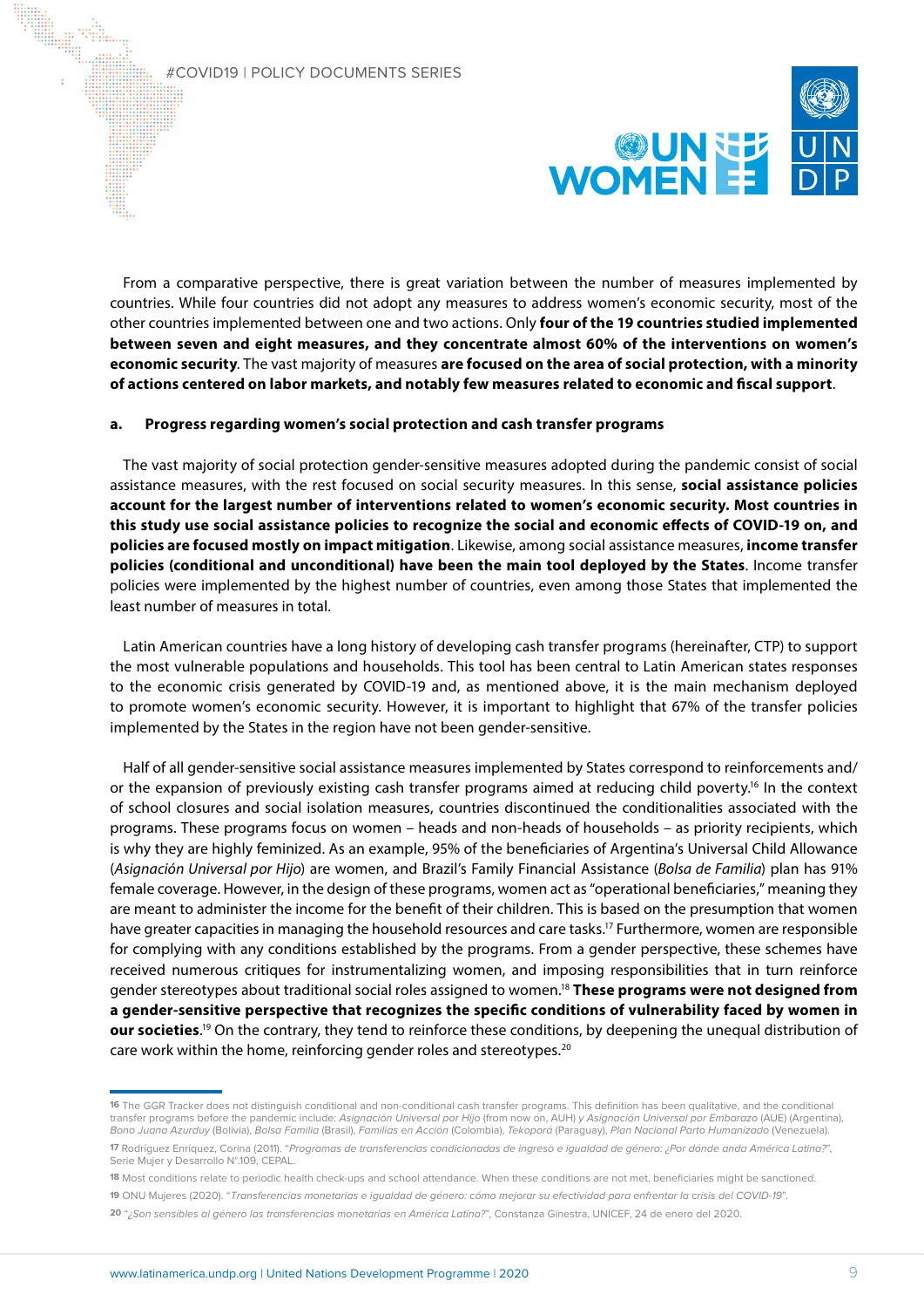From a comparative perspective, there is great variation between the number of measures implemented by countries. While four countries did not adopt any measures to address women's economic security, most of the other countries implemented between one and two actions. Only **four of the 19 countries studied implemented between seven and eight measures, and they concentrate almost 60% of the interventions on women's economic security**. The vast majority of measures **are focused on the area of social protection, with a minority of actions centered on labor markets, and notably few measures related to economic and fiscal support**.

### a. Progress regarding women's social protection and cash transfer programs

The vast majority of social protection gender-sensitive measures adopted during the pandemic consist of social assistance measures, with the rest focused on social security measures. In this sense, **social assistance policies account for the largest number of interventions related to women's economic security. Most countries in this study use social assistance policies to recognize the social and economic effects of COVID-19 on, and policies are focused mostly on impact mitigation**. Likewise, among social assistance measures, **income transfer policies (conditional and unconditional) have been the main tool deployed by the States**. Income transfer policies were implemented by the highest number of countries, even among those States that implemented the least number of measures in total.

Latin American countries have a long history of developing cash transfer programs (hereinafter, CTP) to support the most vulnerable populations and households. This tool has been central to Latin American states responses to the economic crisis generated by COVID-19 and, as mentioned above, it is the main mechanism deployed to promote women's economic security. However, it is important to highlight that 67% of the transfer policies implemented by the States in the region have not been gender-sensitive.

Half of all gender-sensitive social assistance measures implemented by States correspond to reinforcements and/or the expansion of previously existing cash transfer programs aimed at reducing child poverty.[16] In the context of school closures and social isolation measures, countries discontinued the conditionalities associated with the programs. These programs focus on women – heads and non-heads of households – as priority recipients, which is why they are highly feminized. As an example, 95% of the beneficiaries of Argentina's Universal Child Allowance (*Asignación Universal por Hijo*) are women, and Brazil's Family Financial Assistance (*Bolsa de Familia*) plan has 91% female coverage. However, in the design of these programs, women act as "operational beneficiaries," meaning they are meant to administer the income for the benefit of their children. This is based on the presumption that women have greater capacities in managing the household resources and care tasks.[17] Furthermore, women are responsible for complying with any conditions established by the programs. From a gender perspective, these schemes have received numerous critiques for instrumentalizing women, and imposing responsibilities that in turn reinforce gender stereotypes about traditional social roles assigned to women.[18] **These programs were not designed from a gender-sensitive perspective that recognizes the specific conditions of vulnerability faced by women in our societies**.[19] On the contrary, they tend to reinforce these conditions, by deepening the unequal distribution of care work within the home, reinforcing gender roles and stereotypes.[20]

---

[16] The GGR Tracker does not distinguish conditional and non-conditional cash transfer programs. This definition has been qualitative, and the conditional transfer programs before the pandemic include: *Asignación Universal por Hijo* (from now on, AUH) *y Asignación Universal por Embarazo* (AUE) (Argentina), *Bono Juana Azurduy* (Bolivia), *Bolsa Familia* (Brasil), *Familias en Acción* (Colombia), *Tekoporá* (Paraguay), *Plan Nacional Parto Humanizado* (Venezuela).

[17] Rodríguez Enríquez, Corina (2011). "*Programas de transferencias condicionadas de ingreso e igualdad de género: ¿Por dónde anda América Latina?*", Serie Mujer y Desarrollo N°.109, CEPAL.

[18] Most conditions relate to periodic health check-ups and school attendance. When these conditions are not met, beneficiaries might be sanctioned.

[19] ONU Mujeres (2020). "*Transferencias monetarias e igualdad de género: cómo mejorar su efectividad para enfrentar la crisis del COVID-19*".

[20] "*¿Son sensibles al género las transferencias monetarias en América Latina?*", Constanza Ginestra, UNICEF, 24 de enero del 2020.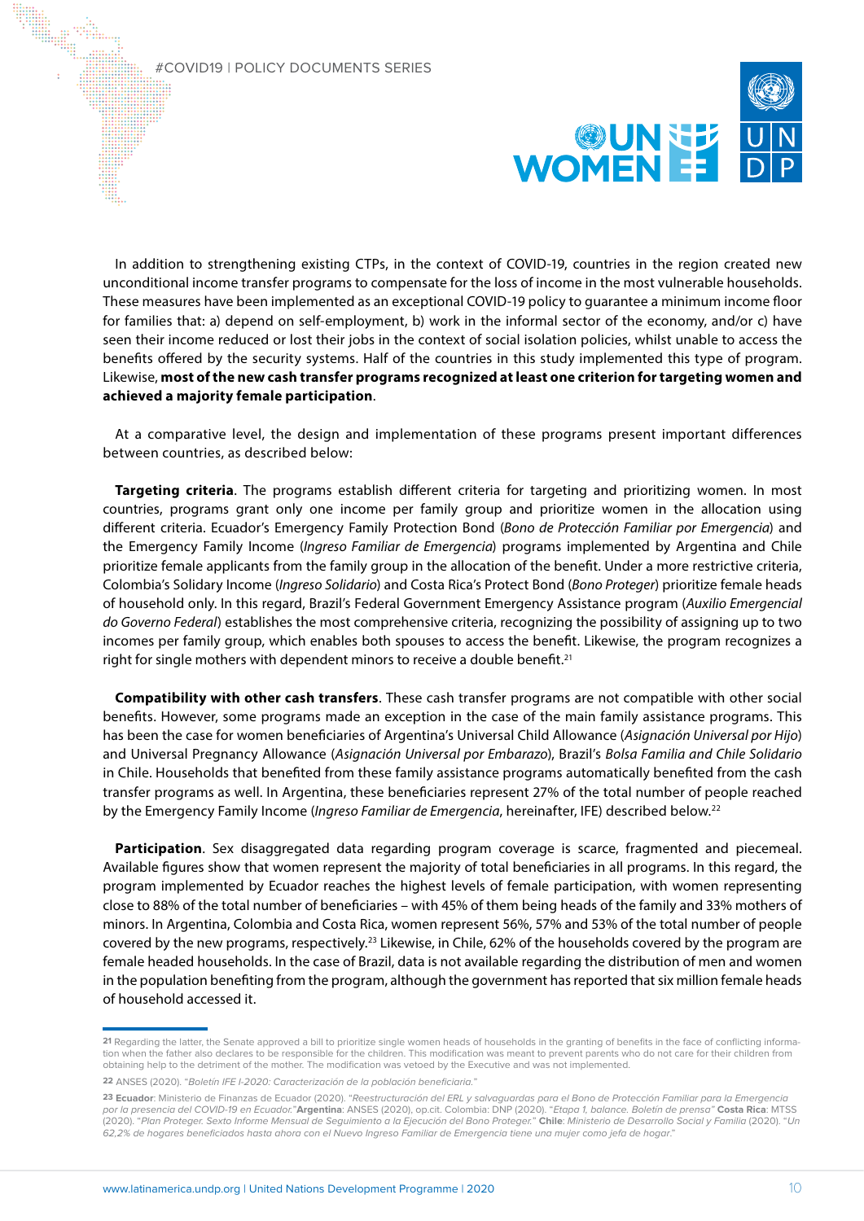In addition to strengthening existing CTPs, in the context of COVID-19, countries in the region created new unconditional income transfer programs to compensate for the loss of income in the most vulnerable households. These measures have been implemented as an exceptional COVID-19 policy to guarantee a minimum income floor for families that: a) depend on self-employment, b) work in the informal sector of the economy, and/or c) have seen their income reduced or lost their jobs in the context of social isolation policies, whilst unable to access the benefits offered by the security systems. Half of the countries in this study implemented this type of program. Likewise, **most of the new cash transfer programs recognized at least one criterion for targeting women and achieved a majority female participation**.

At a comparative level, the design and implementation of these programs present important differences between countries, as described below:

**Targeting criteria**. The programs establish different criteria for targeting and prioritizing women. In most countries, programs grant only one income per family group and prioritize women in the allocation using different criteria. Ecuador's Emergency Family Protection Bond (*Bono de Protección Familiar por Emergencia*) and the Emergency Family Income (*Ingreso Familiar de Emergencia*) programs implemented by Argentina and Chile prioritize female applicants from the family group in the allocation of the benefit. Under a more restrictive criteria, Colombia's Solidary Income (*Ingreso Solidario*) and Costa Rica's Protect Bond (*Bono Proteger*) prioritize female heads of household only. In this regard, Brazil's Federal Government Emergency Assistance program (*Auxilio Emergencial do Governo Federal*) establishes the most comprehensive criteria, recognizing the possibility of assigning up to two incomes per family group, which enables both spouses to access the benefit. Likewise, the program recognizes a right for single mothers with dependent minors to receive a double benefit.[21]

**Compatibility with other cash transfers**. These cash transfer programs are not compatible with other social benefits. However, some programs made an exception in the case of the main family assistance programs. This has been the case for women beneficiaries of Argentina's Universal Child Allowance (*Asignación Universal por Hijo*) and Universal Pregnancy Allowance (*Asignación Universal por Embarazo*), Brazil's *Bolsa Familia and Chile Solidario* in Chile. Households that benefited from these family assistance programs automatically benefited from the cash transfer programs as well. In Argentina, these beneficiaries represent 27% of the total number of people reached by the Emergency Family Income (*Ingreso Familiar de Emergencia*, hereinafter, IFE) described below.[22]

**Participation**. Sex disaggregated data regarding program coverage is scarce, fragmented and piecemeal. Available figures show that women represent the majority of total beneficiaries in all programs. In this regard, the program implemented by Ecuador reaches the highest levels of female participation, with women representing close to 88% of the total number of beneficiaries – with 45% of them being heads of the family and 33% mothers of minors. In Argentina, Colombia and Costa Rica, women represent 56%, 57% and 53% of the total number of people covered by the new programs, respectively.[23] Likewise, in Chile, 62% of the households covered by the program are female headed households. In the case of Brazil, data is not available regarding the distribution of men and women in the population benefiting from the program, although the government has reported that six million female heads of household accessed it.

---

[21] Regarding the latter, the Senate approved a bill to prioritize single women heads of households in the granting of benefits in the face of conflicting information when the father also declares to be responsible for the children. This modification was meant to prevent parents who do not care for their children from obtaining help to the detriment of the mother. The modification was vetoed by the Executive and was not implemented.

[22] ANSES (2020). "*Boletín IFE I-2020: Caracterización de la población beneficiaria.*"

[23] **Ecuador**: Ministerio de Finanzas de Ecuador (2020). "*Reestructuración del ERL y salvaguardas para el Bono de Protección Familiar para la Emergencia por la presencia del COVID-19 en Ecuador.*" **Argentina**: ANSES (2020), op.cit. Colombia: DNP (2020). "*Etapa 1, balance. Boletín de prensa*" **Costa Rica**: MTSS (2020). "*Plan Proteger. Sexto Informe Mensual de Seguimiento a la Ejecución del Bono Proteger.*" **Chile**: *Ministerio de Desarrollo Social y Familia* (2020). "*Un 62,2% de hogares beneficiados hasta ahora con el Nuevo Ingreso Familiar de Emergencia tiene una mujer como jefa de hogar.*"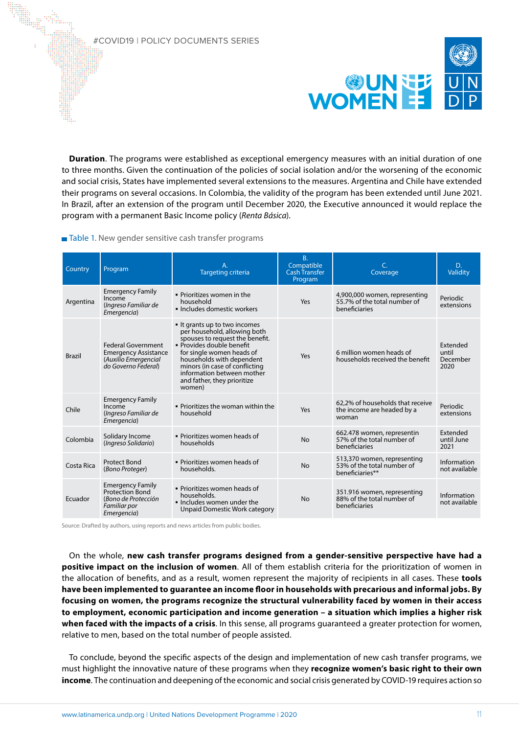**Duration**. The programs were established as exceptional emergency measures with an initial duration of one to three months. Given the continuation of the policies of social isolation and/or the worsening of the economic and social crisis, States have implemented several extensions to the measures. Argentina and Chile have extended their programs on several occasions. In Colombia, the validity of the program has been extended until June 2021. In Brazil, after an extension of the program until December 2020, the Executive announced it would replace the program with a permanent Basic Income policy (*Renta Básica*).

Table 1. New gender sensitive cash transfer programs

| Country | Program | A. Targeting criteria | B. Compatible Cash Transfer Program | C. Coverage | D. Validity |
|---|---|---|---|---|---|
| Argentina | Emergency Family Income (*Ingreso Familiar de Emergencia*) | ▪ Prioritizes women in the household ▪ Includes domestic workers | Yes | 4,900,000 women, representing 55.7% of the total number of beneficiaries | Periodic extensions |
| Brazil | Federal Government Emergency Assistance (*Auxilio Emergencial do Governo Federal*) | ▪ It grants up to two incomes per household, allowing both spouses to request the benefit. ▪ Provides double benefit for single women heads of households with dependent minors (in case of conflicting information between mother and father, they prioritize women) | Yes | 6 million women heads of households received the benefit | Extended until December 2020 |
| Chile | Emergency Family Income (*Ingreso Familiar de Emergencia*) | ▪ Prioritizes the woman within the household | Yes | 62,2% of households that receive the income are headed by a woman | Periodic extensions |
| Colombia | Solidary Income (*Ingreso Solidario*) | ▪ Prioritizes women heads of households | No | 662.478 women, representin 57% of the total number of beneficiaries | Extended until June 2021 |
| Costa Rica | Protect Bond (*Bono Proteger*) | ▪ Prioritizes women heads of households. | No | 513,370 women, representing 53% of the total number of beneficiaries** | Information not available |
| Ecuador | Emergency Family Protection Bond (*Bono de Protección Familiar por Emergencia*) | ▪ Prioritizes women heads of households. ▪ Includes women under the Unpaid Domestic Work category | No | 351.916 women, representing 88% of the total number of beneficiaries | Information not available |

Source: Drafted by authors, using reports and news articles from public bodies.

On the whole, **new cash transfer programs designed from a gender-sensitive perspective have had a positive impact on the inclusion of women**. All of them establish criteria for the prioritization of women in the allocation of benefits, and as a result, women represent the majority of recipients in all cases. These **tools have been implemented to guarantee an income floor in households with precarious and informal jobs. By focusing on women, the programs recognize the structural vulnerability faced by women in their access to employment, economic participation and income generation – a situation which implies a higher risk when faced with the impacts of a crisis**. In this sense, all programs guaranteed a greater protection for women, relative to men, based on the total number of people assisted.

To conclude, beyond the specific aspects of the design and implementation of new cash transfer programs, we must highlight the innovative nature of these programs when they **recognize women's basic right to their own income**. The continuation and deepening of the economic and social crisis generated by COVID-19 requires action so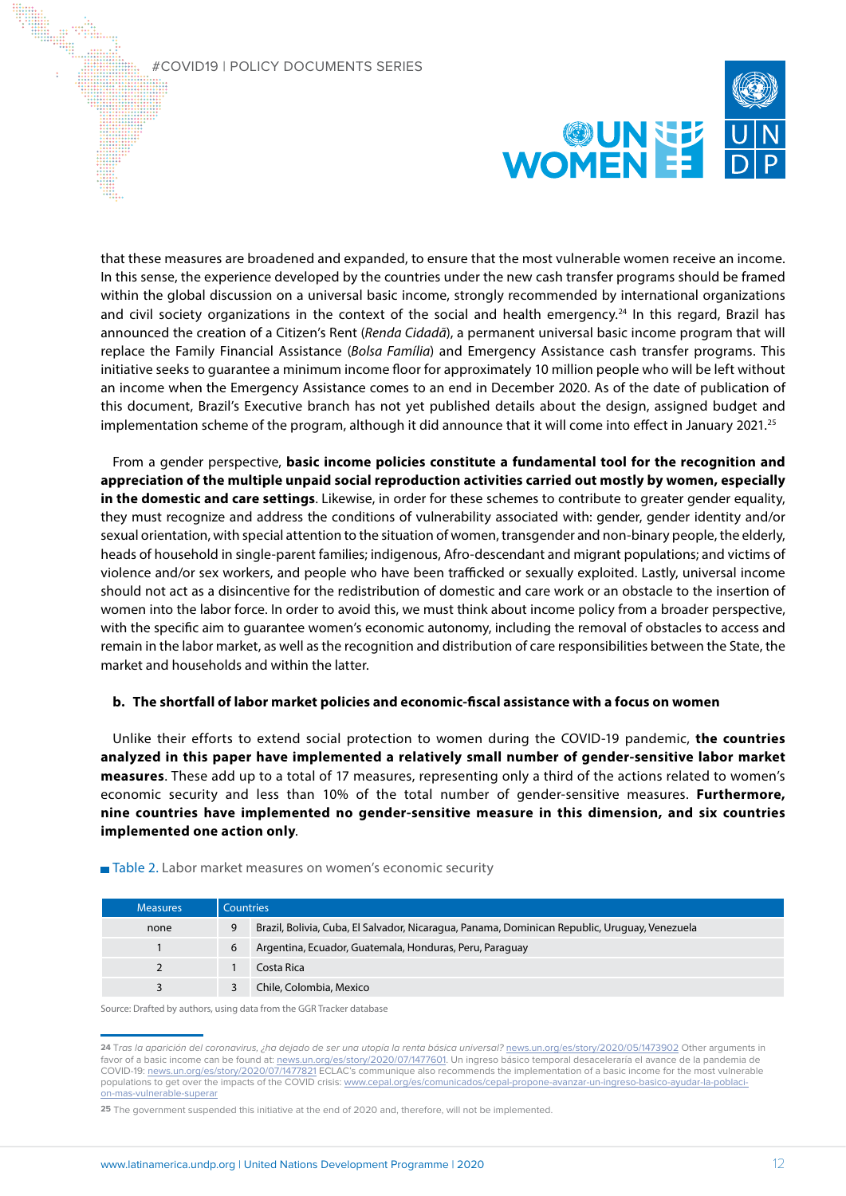that these measures are broadened and expanded, to ensure that the most vulnerable women receive an income. In this sense, the experience developed by the countries under the new cash transfer programs should be framed within the global discussion on a universal basic income, strongly recommended by international organizations and civil society organizations in the context of the social and health emergency.[24] In this regard, Brazil has announced the creation of a Citizen's Rent (*Renda Cidadã*), a permanent universal basic income program that will replace the Family Financial Assistance (*Bolsa Família*) and Emergency Assistance cash transfer programs. This initiative seeks to guarantee a minimum income floor for approximately 10 million people who will be left without an income when the Emergency Assistance comes to an end in December 2020. As of the date of publication of this document, Brazil's Executive branch has not yet published details about the design, assigned budget and implementation scheme of the program, although it did announce that it will come into effect in January 2021.[25]

From a gender perspective, **basic income policies constitute a fundamental tool for the recognition and appreciation of the multiple unpaid social reproduction activities carried out mostly by women, especially in the domestic and care settings**. Likewise, in order for these schemes to contribute to greater gender equality, they must recognize and address the conditions of vulnerability associated with: gender, gender identity and/or sexual orientation, with special attention to the situation of women, transgender and non-binary people, the elderly, heads of household in single-parent families; indigenous, Afro-descendant and migrant populations; and victims of violence and/or sex workers, and people who have been trafficked or sexually exploited. Lastly, universal income should not act as a disincentive for the redistribution of domestic and care work or an obstacle to the insertion of women into the labor force. In order to avoid this, we must think about income policy from a broader perspective, with the specific aim to guarantee women's economic autonomy, including the removal of obstacles to access and remain in the labor market, as well as the recognition and distribution of care responsibilities between the State, the market and households and within the latter.

### b. The shortfall of labor market policies and economic-fiscal assistance with a focus on women

Unlike their efforts to extend social protection to women during the COVID-19 pandemic, **the countries analyzed in this paper have implemented a relatively small number of gender-sensitive labor market measures**. These add up to a total of 17 measures, representing only a third of the actions related to women's economic security and less than 10% of the total number of gender-sensitive measures. **Furthermore, nine countries have implemented no gender-sensitive measure in this dimension, and six countries implemented one action only**.

Table 2. Labor market measures on women's economic security

| Measures | Countries | |
|---|---|---|
| none | 9 | Brazil, Bolivia, Cuba, El Salvador, Nicaragua, Panama, Dominican Republic, Uruguay, Venezuela |
| 1 | 6 | Argentina, Ecuador, Guatemala, Honduras, Peru, Paraguay |
| 2 | 1 | Costa Rica |
| 3 | 3 | Chile, Colombia, Mexico |

Source: Drafted by authors, using data from the GGR Tracker database

---

24 *Tras la aparición del coronavirus, ¿ha dejado de ser una utopía la renta básica universal?* news.un.org/es/story/2020/05/1473902 Other arguments in favor of a basic income can be found at: news.un.org/es/story/2020/07/1477601. Un ingreso básico temporal desaceleraría el avance de la pandemia de COVID-19: news.un.org/es/story/2020/07/1477821 ECLAC's communique also recommends the implementation of a basic income for the most vulnerable populations to get over the impacts of the COVID crisis: www.cepal.org/es/comunicados/cepal-propone-avanzar-un-ingreso-basico-ayudar-la-poblaci-on-mas-vulnerable-superar

25 The government suspended this initiative at the end of 2020 and, therefore, will not be implemented.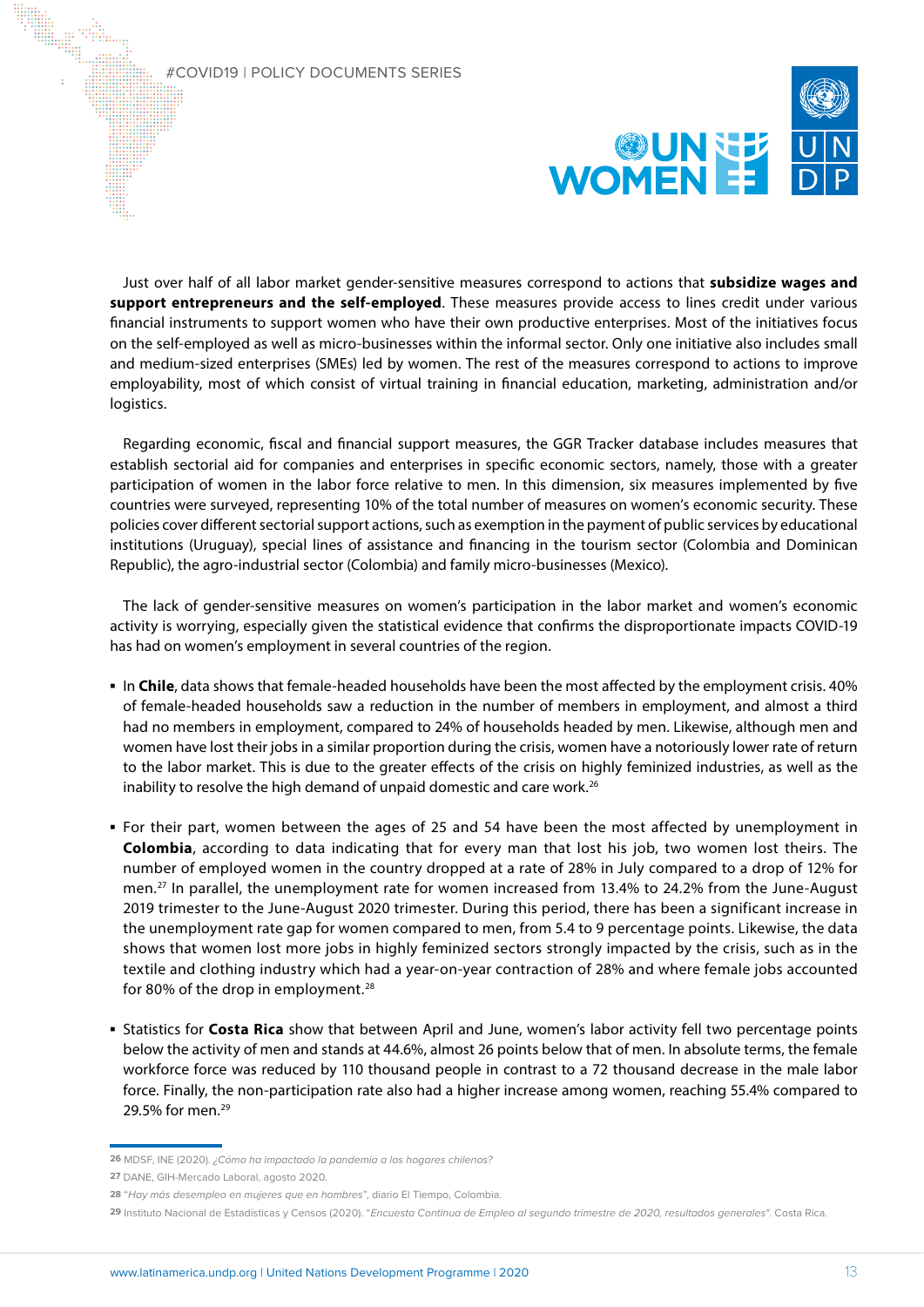Just over half of all labor market gender-sensitive measures correspond to actions that **subsidize wages and support entrepreneurs and the self-employed**. These measures provide access to lines credit under various financial instruments to support women who have their own productive enterprises. Most of the initiatives focus on the self-employed as well as micro-businesses within the informal sector. Only one initiative also includes small and medium-sized enterprises (SMEs) led by women. The rest of the measures correspond to actions to improve employability, most of which consist of virtual training in financial education, marketing, administration and/or logistics.

Regarding economic, fiscal and financial support measures, the GGR Tracker database includes measures that establish sectorial aid for companies and enterprises in specific economic sectors, namely, those with a greater participation of women in the labor force relative to men. In this dimension, six measures implemented by five countries were surveyed, representing 10% of the total number of measures on women's economic security. These policies cover different sectorial support actions, such as exemption in the payment of public services by educational institutions (Uruguay), special lines of assistance and financing in the tourism sector (Colombia and Dominican Republic), the agro-industrial sector (Colombia) and family micro-businesses (Mexico).

The lack of gender-sensitive measures on women's participation in the labor market and women's economic activity is worrying, especially given the statistical evidence that confirms the disproportionate impacts COVID-19 has had on women's employment in several countries of the region.

- In **Chile**, data shows that female-headed households have been the most affected by the employment crisis. 40% of female-headed households saw a reduction in the number of members in employment, and almost a third had no members in employment, compared to 24% of households headed by men. Likewise, although men and women have lost their jobs in a similar proportion during the crisis, women have a notoriously lower rate of return to the labor market. This is due to the greater effects of the crisis on highly feminized industries, as well as the inability to resolve the high demand of unpaid domestic and care work.[26]
- For their part, women between the ages of 25 and 54 have been the most affected by unemployment in **Colombia**, according to data indicating that for every man that lost his job, two women lost theirs. The number of employed women in the country dropped at a rate of 28% in July compared to a drop of 12% for men.[27] In parallel, the unemployment rate for women increased from 13.4% to 24.2% from the June-August 2019 trimester to the June-August 2020 trimester. During this period, there has been a significant increase in the unemployment rate gap for women compared to men, from 5.4 to 9 percentage points. Likewise, the data shows that women lost more jobs in highly feminized sectors strongly impacted by the crisis, such as in the textile and clothing industry which had a year-on-year contraction of 28% and where female jobs accounted for 80% of the drop in employment.[28]
- Statistics for **Costa Rica** show that between April and June, women's labor activity fell two percentage points below the activity of men and stands at 44.6%, almost 26 points below that of men. In absolute terms, the female workforce force was reduced by 110 thousand people in contrast to a 72 thousand decrease in the male labor force. Finally, the non-participation rate also had a higher increase among women, reaching 55.4% compared to 29.5% for men.[29]

---

**26** MDSF, INE (2020). *¿Cómo ha impactado la pandemia a los hogares chilenos?*

**27** DANE, GIH-Mercado Laboral, agosto 2020.

**28** "*Hay más desempleo en mujeres que en hombres*", diario El Tiempo, Colombia.

**29** Instituto Nacional de Estadísticas y Censos (2020). "*Encuesta Continua de Empleo al segundo trimestre de 2020, resultados generales*". Costa Rica.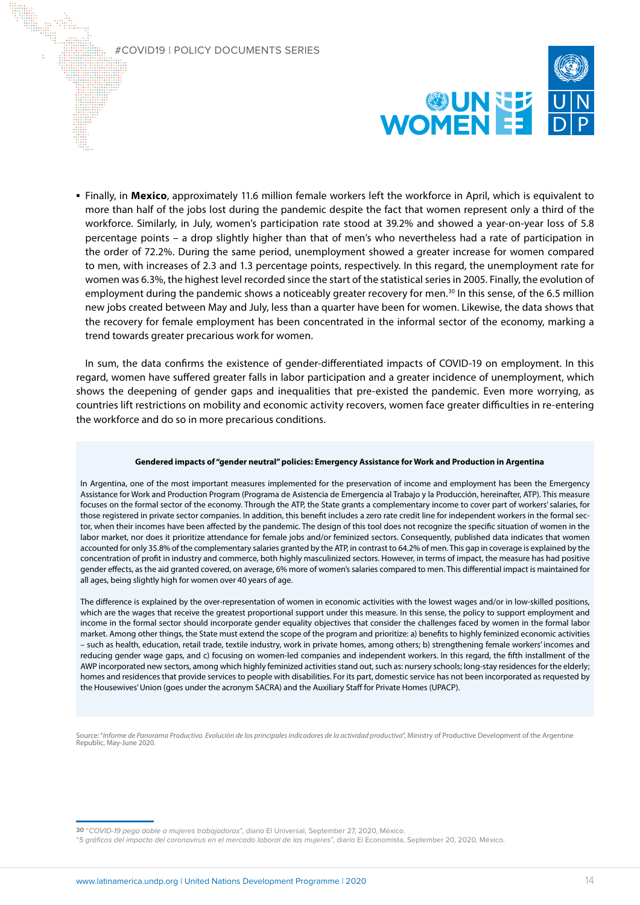- Finally, in **Mexico**, approximately 11.6 million female workers left the workforce in April, which is equivalent to more than half of the jobs lost during the pandemic despite the fact that women represent only a third of the workforce. Similarly, in July, women's participation rate stood at 39.2% and showed a year-on-year loss of 5.8 percentage points – a drop slightly higher than that of men's who nevertheless had a rate of participation in the order of 72.2%. During the same period, unemployment showed a greater increase for women compared to men, with increases of 2.3 and 1.3 percentage points, respectively. In this regard, the unemployment rate for women was 6.3%, the highest level recorded since the start of the statistical series in 2005. Finally, the evolution of employment during the pandemic shows a noticeably greater recovery for men.[30] In this sense, of the 6.5 million new jobs created between May and July, less than a quarter have been for women. Likewise, the data shows that the recovery for female employment has been concentrated in the informal sector of the economy, marking a trend towards greater precarious work for women.

In sum, the data confirms the existence of gender-differentiated impacts of COVID-19 on employment. In this regard, women have suffered greater falls in labor participation and a greater incidence of unemployment, which shows the deepening of gender gaps and inequalities that pre-existed the pandemic. Even more worrying, as countries lift restrictions on mobility and economic activity recovers, women face greater difficulties in re-entering the workforce and do so in more precarious conditions.

**Gendered impacts of "gender neutral" policies: Emergency Assistance for Work and Production in Argentina**

In Argentina, one of the most important measures implemented for the preservation of income and employment has been the Emergency Assistance for Work and Production Program (Programa de Asistencia de Emergencia al Trabajo y la Producción, hereinafter, ATP). This measure focuses on the formal sector of the economy. Through the ATP, the State grants a complementary income to cover part of workers' salaries, for those registered in private sector companies. In addition, this benefit includes a zero rate credit line for independent workers in the formal sector, when their incomes have been affected by the pandemic. The design of this tool does not recognize the specific situation of women in the labor market, nor does it prioritize attendance for female jobs and/or feminized sectors. Consequently, published data indicates that women accounted for only 35.8% of the complementary salaries granted by the ATP, in contrast to 64.2% of men. This gap in coverage is explained by the concentration of profit in industry and commerce, both highly masculinized sectors. However, in terms of impact, the measure has had positive gender effects, as the aid granted covered, on average, 6% more of women's salaries compared to men. This differential impact is maintained for all ages, being slightly high for women over 40 years of age.

The difference is explained by the over-representation of women in economic activities with the lowest wages and/or in low-skilled positions, which are the wages that receive the greatest proportional support under this measure. In this sense, the policy to support employment and income in the formal sector should incorporate gender equality objectives that consider the challenges faced by women in the formal labor market. Among other things, the State must extend the scope of the program and prioritize: a) benefits to highly feminized economic activities – such as health, education, retail trade, textile industry, work in private homes, among others; b) strengthening female workers' incomes and reducing gender wage gaps, and c) focusing on women-led companies and independent workers. In this regard, the fifth installment of the AWP incorporated new sectors, among which highly feminized activities stand out, such as: nursery schools; long-stay residences for the elderly; homes and residences that provide services to people with disabilities. For its part, domestic service has not been incorporated as requested by the Housewives' Union (goes under the acronym SACRA) and the Auxiliary Staff for Private Homes (UPACP).

Source: "*Informe de Panorama Productivo. Evolución de los principales indicadores de la actividad productiva*", Ministry of Productive Development of the Argentine Republic, May-June 2020.

---

[30] "*COVID-19 pega doble a mujeres trabajadoras*", diario El Universal, September 27, 2020, México.
"*5 gráficos del impacto del coronavirus en el mercado laboral de las mujeres*", diario El Economista, September 20, 2020, México.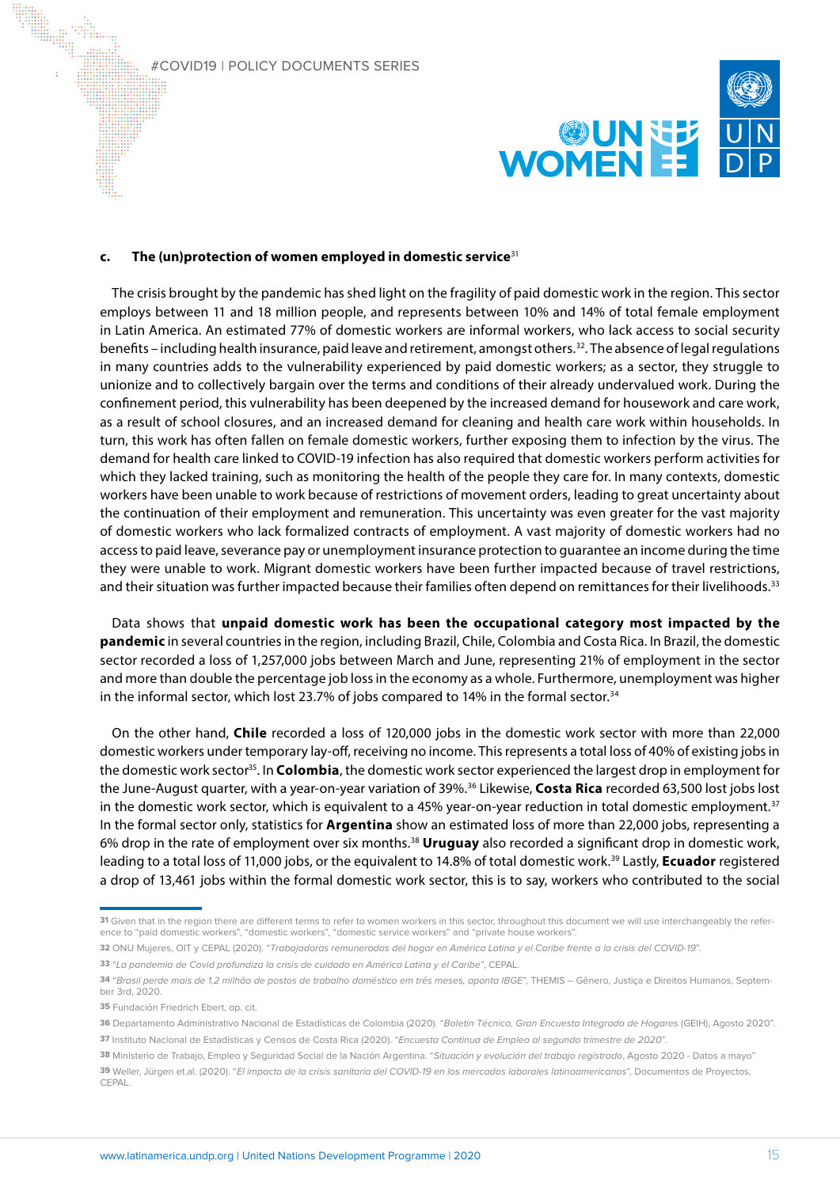### c. The (un)protection of women employed in domestic service[31]

The crisis brought by the pandemic has shed light on the fragility of paid domestic work in the region. This sector employs between 11 and 18 million people, and represents between 10% and 14% of total female employment in Latin America. An estimated 77% of domestic workers are informal workers, who lack access to social security benefits – including health insurance, paid leave and retirement, amongst others.[32]. The absence of legal regulations in many countries adds to the vulnerability experienced by paid domestic workers; as a sector, they struggle to unionize and to collectively bargain over the terms and conditions of their already undervalued work. During the confinement period, this vulnerability has been deepened by the increased demand for housework and care work, as a result of school closures, and an increased demand for cleaning and health care work within households. In turn, this work has often fallen on female domestic workers, further exposing them to infection by the virus. The demand for health care linked to COVID-19 infection has also required that domestic workers perform activities for which they lacked training, such as monitoring the health of the people they care for. In many contexts, domestic workers have been unable to work because of restrictions of movement orders, leading to great uncertainty about the continuation of their employment and remuneration. This uncertainty was even greater for the vast majority of domestic workers who lack formalized contracts of employment. A vast majority of domestic workers had no access to paid leave, severance pay or unemployment insurance protection to guarantee an income during the time they were unable to work. Migrant domestic workers have been further impacted because of travel restrictions, and their situation was further impacted because their families often depend on remittances for their livelihoods.[33]

Data shows that **unpaid domestic work has been the occupational category most impacted by the pandemic** in several countries in the region, including Brazil, Chile, Colombia and Costa Rica. In Brazil, the domestic sector recorded a loss of 1,257,000 jobs between March and June, representing 21% of employment in the sector and more than double the percentage job loss in the economy as a whole. Furthermore, unemployment was higher in the informal sector, which lost 23.7% of jobs compared to 14% in the formal sector.[34]

On the other hand, **Chile** recorded a loss of 120,000 jobs in the domestic work sector with more than 22,000 domestic workers under temporary lay-off, receiving no income. This represents a total loss of 40% of existing jobs in the domestic work sector[35]. In **Colombia**, the domestic work sector experienced the largest drop in employment for the June-August quarter, with a year-on-year variation of 39%.[36] Likewise, **Costa Rica** recorded 63,500 lost jobs lost in the domestic work sector, which is equivalent to a 45% year-on-year reduction in total domestic employment.[37] In the formal sector only, statistics for **Argentina** show an estimated loss of more than 22,000 jobs, representing a 6% drop in the rate of employment over six months.[38] **Uruguay** also recorded a significant drop in domestic work, leading to a total loss of 11,000 jobs, or the equivalent to 14.8% of total domestic work.[39] Lastly, **Ecuador** registered a drop of 13,461 jobs within the formal domestic work sector, this is to say, workers who contributed to the social

---

31 Given that in the region there are different terms to refer to women workers in this sector, throughout this document we will use interchangeably the reference to "paid domestic workers", "domestic workers", "domestic service workers" and "private house workers".

32 ONU Mujeres, OIT y CEPAL (2020). "*Trabajadoras remuneradas del hogar en América Latina y el Caribe frente a la crisis del COVID-19*".

33 "*La pandemia de Covid profundiza la crisis de cuidado en América Latina y el Caribe*", CEPAL.

34 "*Brasil perde mais de 1,2 milhão de postos de trabalho doméstico em três meses, aponta IBGE*", THEMIS – Gênero, Justiça e Direitos Humanos, September 3rd, 2020.

35 Fundación Friedrich Ebert, op. cit.

36 Departamento Administrativo Nacional de Estadísticas de Colombia (2020). "*Boletín Técnico, Gran Encuesta Integrada de Hogares* (GEIH), Agosto 2020".

37 Instituto Nacional de Estadísticas y Censos de Costa Rica (2020). "*Encuesta Continua de Empleo al segundo trimestre de 2020*".

38 Ministerio de Trabajo, Empleo y Seguridad Social de la Nación Argentina. "*Situación y evolución del trabajo registrado*, Agosto 2020 - Datos a mayo"

39 Weller, Jürgen et.al. (2020). "*El impacto de la crisis sanitaria del COVID-19 en los mercados laborales latinoamericanos*", Documentos de Proyectos, CEPAL.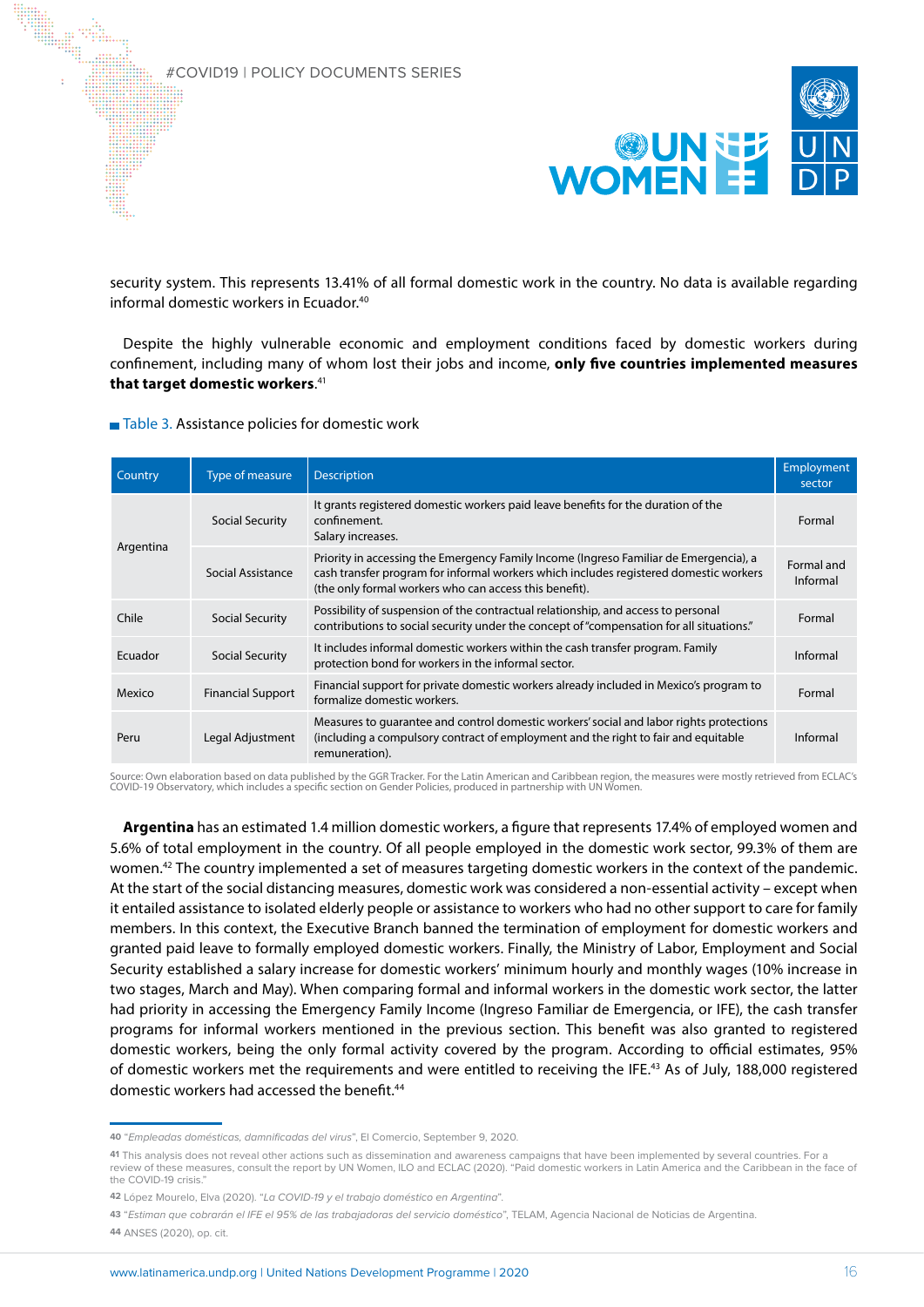security system. This represents 13.41% of all formal domestic work in the country. No data is available regarding informal domestic workers in Ecuador.[40]

Despite the highly vulnerable economic and employment conditions faced by domestic workers during confinement, including many of whom lost their jobs and income, **only five countries implemented measures that target domestic workers**.[41]

Table 3. Assistance policies for domestic work

| Country | Type of measure | Description | Employment sector |
|---|---|---|---|
| Argentina | Social Security | It grants registered domestic workers paid leave benefits for the duration of the confinement. Salary increases. | Formal |
| | Social Assistance | Priority in accessing the Emergency Family Income (Ingreso Familiar de Emergencia), a cash transfer program for informal workers which includes registered domestic workers (the only formal workers who can access this benefit). | Formal and Informal |
| Chile | Social Security | Possibility of suspension of the contractual relationship, and access to personal contributions to social security under the concept of "compensation for all situations." | Formal |
| Ecuador | Social Security | It includes informal domestic workers within the cash transfer program. Family protection bond for workers in the informal sector. | Informal |
| Mexico | Financial Support | Financial support for private domestic workers already included in Mexico's program to formalize domestic workers. | Formal |
| Peru | Legal Adjustment | Measures to guarantee and control domestic workers' social and labor rights protections (including a compulsory contract of employment and the right to fair and equitable remuneration). | Informal |

Source: Own elaboration based on data published by the GGR Tracker. For the Latin American and Caribbean region, the measures were mostly retrieved from ECLAC's COVID-19 Observatory, which includes a specific section on Gender Policies, produced in partnership with UN Women.

**Argentina** has an estimated 1.4 million domestic workers, a figure that represents 17.4% of employed women and 5.6% of total employment in the country. Of all people employed in the domestic work sector, 99.3% of them are women.[42] The country implemented a set of measures targeting domestic workers in the context of the pandemic. At the start of the social distancing measures, domestic work was considered a non-essential activity – except when it entailed assistance to isolated elderly people or assistance to workers who had no other support to care for family members. In this context, the Executive Branch banned the termination of employment for domestic workers and granted paid leave to formally employed domestic workers. Finally, the Ministry of Labor, Employment and Social Security established a salary increase for domestic workers' minimum hourly and monthly wages (10% increase in two stages, March and May). When comparing formal and informal workers in the domestic work sector, the latter had priority in accessing the Emergency Family Income (Ingreso Familiar de Emergencia, or IFE), the cash transfer programs for informal workers mentioned in the previous section. This benefit was also granted to registered domestic workers, being the only formal activity covered by the program. According to official estimates, 95% of domestic workers met the requirements and were entitled to receiving the IFE.[43] As of July, 188,000 registered domestic workers had accessed the benefit.[44]

---

[40] "*Empleadas domésticas, damnificadas del virus*", El Comercio, September 9, 2020.

[41] This analysis does not reveal other actions such as dissemination and awareness campaigns that have been implemented by several countries. For a review of these measures, consult the report by UN Women, ILO and ECLAC (2020). "Paid domestic workers in Latin America and the Caribbean in the face of the COVID-19 crisis."

[42] López Mourelo, Elva (2020). "*La COVID-19 y el trabajo doméstico en Argentina*".

[43] "*Estiman que cobrarán el IFE el 95% de las trabajadoras del servicio doméstico*", TELAM, Agencia Nacional de Noticias de Argentina.

[44] ANSES (2020), op. cit.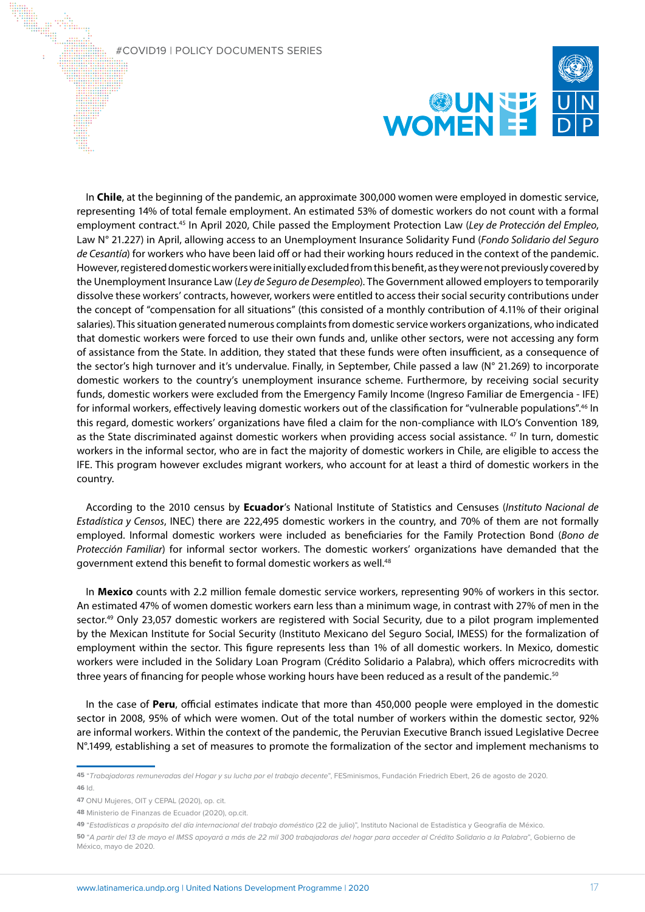In **Chile**, at the beginning of the pandemic, an approximate 300,000 women were employed in domestic service, representing 14% of total female employment. An estimated 53% of domestic workers do not count with a formal employment contract.[45] In April 2020, Chile passed the Employment Protection Law (*Ley de Protección del Empleo*, Law N° 21.227) in April, allowing access to an Unemployment Insurance Solidarity Fund (*Fondo Solidario del Seguro de Cesantía*) for workers who have been laid off or had their working hours reduced in the context of the pandemic. However, registered domestic workers were initially excluded from this benefit, as they were not previously covered by the Unemployment Insurance Law (*Ley de Seguro de Desempleo*). The Government allowed employers to temporarily dissolve these workers' contracts, however, workers were entitled to access their social security contributions under the concept of "compensation for all situations" (this consisted of a monthly contribution of 4.11% of their original salaries). This situation generated numerous complaints from domestic service workers organizations, who indicated that domestic workers were forced to use their own funds and, unlike other sectors, were not accessing any form of assistance from the State. In addition, they stated that these funds were often insufficient, as a consequence of the sector's high turnover and it's undervalue. Finally, in September, Chile passed a law (N° 21.269) to incorporate domestic workers to the country's unemployment insurance scheme. Furthermore, by receiving social security funds, domestic workers were excluded from the Emergency Family Income (Ingreso Familiar de Emergencia - IFE) for informal workers, effectively leaving domestic workers out of the classification for "vulnerable populations".[46] In this regard, domestic workers' organizations have filed a claim for the non-compliance with ILO's Convention 189, as the State discriminated against domestic workers when providing access social assistance. [47] In turn, domestic workers in the informal sector, who are in fact the majority of domestic workers in Chile, are eligible to access the IFE. This program however excludes migrant workers, who account for at least a third of domestic workers in the country.

According to the 2010 census by **Ecuador**'s National Institute of Statistics and Censuses (*Instituto Nacional de Estadística y Censos*, INEC) there are 222,495 domestic workers in the country, and 70% of them are not formally employed. Informal domestic workers were included as beneficiaries for the Family Protection Bond (*Bono de Protección Familiar*) for informal sector workers. The domestic workers' organizations have demanded that the government extend this benefit to formal domestic workers as well.[48]

In **Mexico** counts with 2.2 million female domestic service workers, representing 90% of workers in this sector. An estimated 47% of women domestic workers earn less than a minimum wage, in contrast with 27% of men in the sector.[49] Only 23,057 domestic workers are registered with Social Security, due to a pilot program implemented by the Mexican Institute for Social Security (Instituto Mexicano del Seguro Social, IMESS) for the formalization of employment within the sector. This figure represents less than 1% of all domestic workers. In Mexico, domestic workers were included in the Solidary Loan Program (Crédito Solidario a Palabra), which offers microcredits with three years of financing for people whose working hours have been reduced as a result of the pandemic.[50]

In the case of **Peru**, official estimates indicate that more than 450,000 people were employed in the domestic sector in 2008, 95% of which were women. Out of the total number of workers within the domestic sector, 92% are informal workers. Within the context of the pandemic, the Peruvian Executive Branch issued Legislative Decree N°.1499, establishing a set of measures to promote the formalization of the sector and implement mechanisms to

---

[45] "*Trabajadoras remuneradas del Hogar y su lucha por el trabajo decente*", FESminismos, Fundación Friedrich Ebert, 26 de agosto de 2020.

[46] Id.

[47] ONU Mujeres, OIT y CEPAL (2020), op. cit.

[48] Ministerio de Finanzas de Ecuador (2020), op.cit.

[49] "*Estadísticas a propósito del día internacional del trabajo doméstico* (22 de julio)", Instituto Nacional de Estadística y Geografía de México.

[50] "*A partir del 13 de mayo el IMSS apoyará a más de 22 mil 300 trabajadoras del hogar para acceder al Crédito Solidario a la Palabra*", Gobierno de México, mayo de 2020.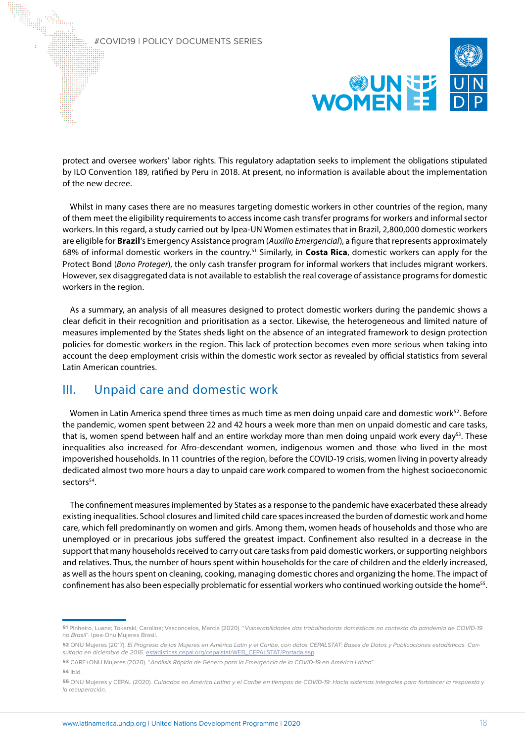protect and oversee workers' labor rights. This regulatory adaptation seeks to implement the obligations stipulated by ILO Convention 189, ratified by Peru in 2018. At present, no information is available about the implementation of the new decree.

Whilst in many cases there are no measures targeting domestic workers in other countries of the region, many of them meet the eligibility requirements to access income cash transfer programs for workers and informal sector workers. In this regard, a study carried out by Ipea-UN Women estimates that in Brazil, 2,800,000 domestic workers are eligible for **Brazil**'s Emergency Assistance program (*Auxilio Emergencial*), a figure that represents approximately 68% of informal domestic workers in the country.[51] Similarly, in **Costa Rica**, domestic workers can apply for the Protect Bond (*Bono Proteger*), the only cash transfer program for informal workers that includes migrant workers. However, sex disaggregated data is not available to establish the real coverage of assistance programs for domestic workers in the region.

As a summary, an analysis of all measures designed to protect domestic workers during the pandemic shows a clear deficit in their recognition and prioritisation as a sector. Likewise, the heterogeneous and limited nature of measures implemented by the States sheds light on the absence of an integrated framework to design protection policies for domestic workers in the region. This lack of protection becomes even more serious when taking into account the deep employment crisis within the domestic work sector as revealed by official statistics from several Latin American countries.

## III. Unpaid care and domestic work

Women in Latin America spend three times as much time as men doing unpaid care and domestic work[52]. Before the pandemic, women spent between 22 and 42 hours a week more than men on unpaid domestic and care tasks, that is, women spend between half and an entire workday more than men doing unpaid work every day[53]. These inequalities also increased for Afro-descendant women, indigenous women and those who lived in the most impoverished households. In 11 countries of the region, before the COVID-19 crisis, women living in poverty already dedicated almost two more hours a day to unpaid care work compared to women from the highest socioeconomic sectors[54].

The confinement measures implemented by States as a response to the pandemic have exacerbated these already existing inequalities. School closures and limited child care spaces increased the burden of domestic work and home care, which fell predominantly on women and girls. Among them, women heads of households and those who are unemployed or in precarious jobs suffered the greatest impact. Confinement also resulted in a decrease in the support that many households received to carry out care tasks from paid domestic workers, or supporting neighbors and relatives. Thus, the number of hours spent within households for the care of children and the elderly increased, as well as the hours spent on cleaning, cooking, managing domestic chores and organizing the home. The impact of confinement has also been especially problematic for essential workers who continued working outside the home[55].

---

**51** Pinheiro, Luana; Tokarski, Carolina; Vasconcelos, Marcia (2020). "*Vulnerabilidades das trabalhadoras domésticas no contexto da pandemia de COVID-19 no Brasil*". Ipea-Onu Mujeres Brasil.

**52** ONU Mujeres (2017). *El Progreso de las Mujeres en América Latin y el Caribe, con datos CEPALSTAT: Bases de Datos y Publicaciones estadísticas. Consultada en diciembre de 2016.* estadisticas.cepal.org/cepalstat/WEB_CEPALSTAT/Portada.asp.

**53** CARE+ONU Mujeres (2020). "*Análisis Rápido de Género para la Emergencia de la COVID-19 en América Latina*".

**54** Ibid.

**55** ONU Mujeres y CEPAL (2020). *Cuidados en América Latina y el Caribe en tiempos de COVID-19: Hacia sistemas integrales para fortalecer la respuesta y la recuperación*.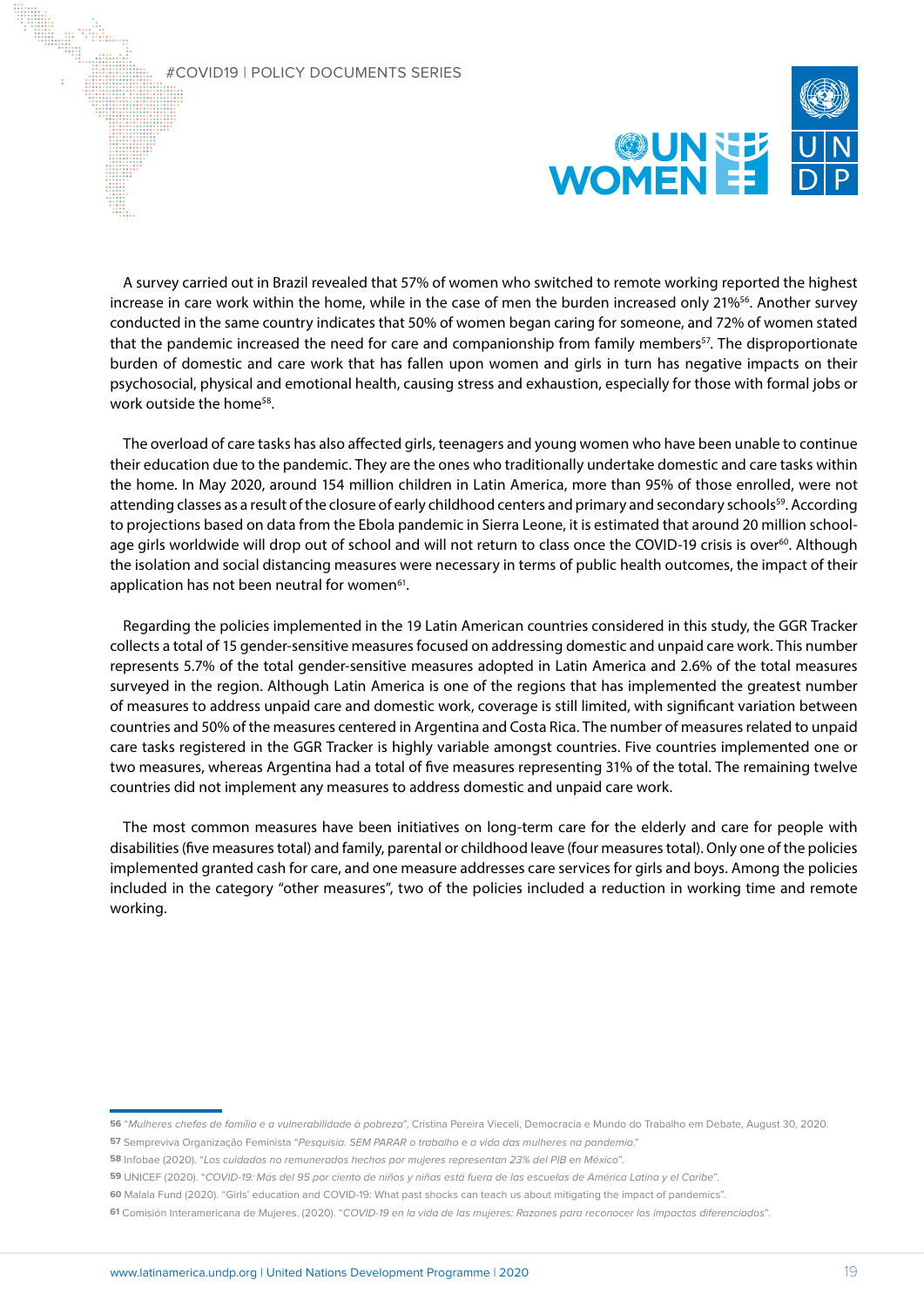A survey carried out in Brazil revealed that 57% of women who switched to remote working reported the highest increase in care work within the home, while in the case of men the burden increased only 21%[56]. Another survey conducted in the same country indicates that 50% of women began caring for someone, and 72% of women stated that the pandemic increased the need for care and companionship from family members[57]. The disproportionate burden of domestic and care work that has fallen upon women and girls in turn has negative impacts on their psychosocial, physical and emotional health, causing stress and exhaustion, especially for those with formal jobs or work outside the home[58].

The overload of care tasks has also affected girls, teenagers and young women who have been unable to continue their education due to the pandemic. They are the ones who traditionally undertake domestic and care tasks within the home. In May 2020, around 154 million children in Latin America, more than 95% of those enrolled, were not attending classes as a result of the closure of early childhood centers and primary and secondary schools[59]. According to projections based on data from the Ebola pandemic in Sierra Leone, it is estimated that around 20 million school-age girls worldwide will drop out of school and will not return to class once the COVID-19 crisis is over[60]. Although the isolation and social distancing measures were necessary in terms of public health outcomes, the impact of their application has not been neutral for women[61].

Regarding the policies implemented in the 19 Latin American countries considered in this study, the GGR Tracker collects a total of 15 gender-sensitive measures focused on addressing domestic and unpaid care work. This number represents 5.7% of the total gender-sensitive measures adopted in Latin America and 2.6% of the total measures surveyed in the region. Although Latin America is one of the regions that has implemented the greatest number of measures to address unpaid care and domestic work, coverage is still limited, with significant variation between countries and 50% of the measures centered in Argentina and Costa Rica. The number of measures related to unpaid care tasks registered in the GGR Tracker is highly variable amongst countries. Five countries implemented one or two measures, whereas Argentina had a total of five measures representing 31% of the total. The remaining twelve countries did not implement any measures to address domestic and unpaid care work.

The most common measures have been initiatives on long-term care for the elderly and care for people with disabilities (five measures total) and family, parental or childhood leave (four measures total). Only one of the policies implemented granted cash for care, and one measure addresses care services for girls and boys. Among the policies included in the category "other measures", two of the policies included a reduction in working time and remote working.

---

[56] "*Mulheres chefes de família e a vulnerabilidade à pobreza*", Cristina Pereira Vieceli, Democracia e Mundo do Trabalho em Debate, August 30, 2020.

[57] Sempreviva Organização Feminista "*Pesquisia. SEM PARAR o trabalho e a vida das mulheres na pandemia*."

[58] Infobae (2020). "*Los cuidados no remunerados hechos por mujeres representan 23% del PIB en México*".

[59] UNICEF (2020). "*COVID-19: Más del 95 por ciento de niños y niñas está fuera de las escuelas de América Latina y el Caribe*".

[60] Malala Fund (2020). "Girls' education and COVID-19: What past shocks can teach us about mitigating the impact of pandemics".

[61] Comisión Interamericana de Mujeres. (2020). "*COVID-19 en la vida de las mujeres: Razones para reconocer los impactos diferenciados*".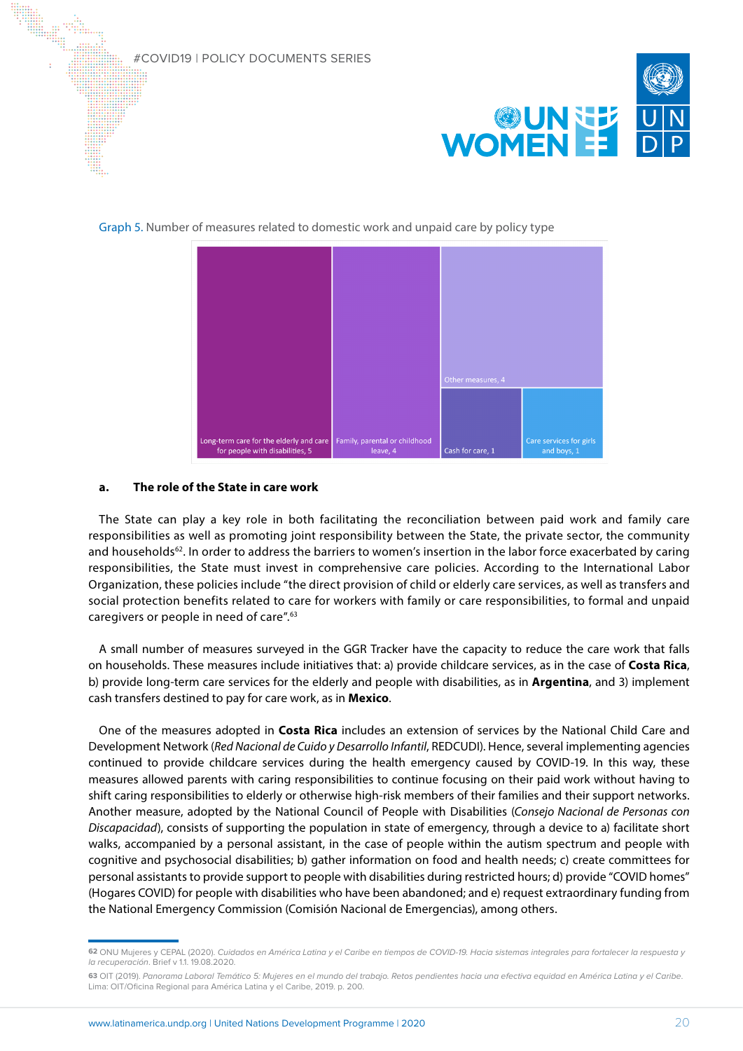Graph 5. Number of measures related to domestic work and unpaid care by policy type

| Policy type | Number of measures |
|---|---|
| Long-term care for the elderly and care for people with disabilities | 5 |
| Family, parental or childhood leave | 4 |
| Other measures | 4 |
| Cash for care | 1 |
| Care services for girls and boys | 1 |

#### a. The role of the State in care work

The State can play a key role in both facilitating the reconciliation between paid work and family care responsibilities as well as promoting joint responsibility between the State, the private sector, the community and households[62]. In order to address the barriers to women's insertion in the labor force exacerbated by caring responsibilities, the State must invest in comprehensive care policies. According to the International Labor Organization, these policies include "the direct provision of child or elderly care services, as well as transfers and social protection benefits related to care for workers with family or care responsibilities, to formal and unpaid caregivers or people in need of care".[63]

A small number of measures surveyed in the GGR Tracker have the capacity to reduce the care work that falls on households. These measures include initiatives that: a) provide childcare services, as in the case of **Costa Rica**, b) provide long-term care services for the elderly and people with disabilities, as in **Argentina**, and 3) implement cash transfers destined to pay for care work, as in **Mexico**.

One of the measures adopted in **Costa Rica** includes an extension of services by the National Child Care and Development Network (*Red Nacional de Cuido y Desarrollo Infantil*, REDCUDI). Hence, several implementing agencies continued to provide childcare services during the health emergency caused by COVID-19. In this way, these measures allowed parents with caring responsibilities to continue focusing on their paid work without having to shift caring responsibilities to elderly or otherwise high-risk members of their families and their support networks. Another measure, adopted by the National Council of People with Disabilities (*Consejo Nacional de Personas con Discapacidad*), consists of supporting the population in state of emergency, through a device to a) facilitate short walks, accompanied by a personal assistant, in the case of people within the autism spectrum and people with cognitive and psychosocial disabilities; b) gather information on food and health needs; c) create committees for personal assistants to provide support to people with disabilities during restricted hours; d) provide "COVID homes" (Hogares COVID) for people with disabilities who have been abandoned; and e) request extraordinary funding from the National Emergency Commission (Comisión Nacional de Emergencias), among others.

---

62 ONU Mujeres y CEPAL (2020). *Cuidados en América Latina y el Caribe en tiempos de COVID-19. Hacia sistemas integrales para fortalecer la respuesta y la recuperación*. Brief v 1.1. 19.08.2020.

63 OIT (2019). *Panorama Laboral Temático 5: Mujeres en el mundo del trabajo. Retos pendientes hacia una efectiva equidad en América Latina y el Caribe*. Lima: OIT/Oficina Regional para América Latina y el Caribe, 2019. p. 200.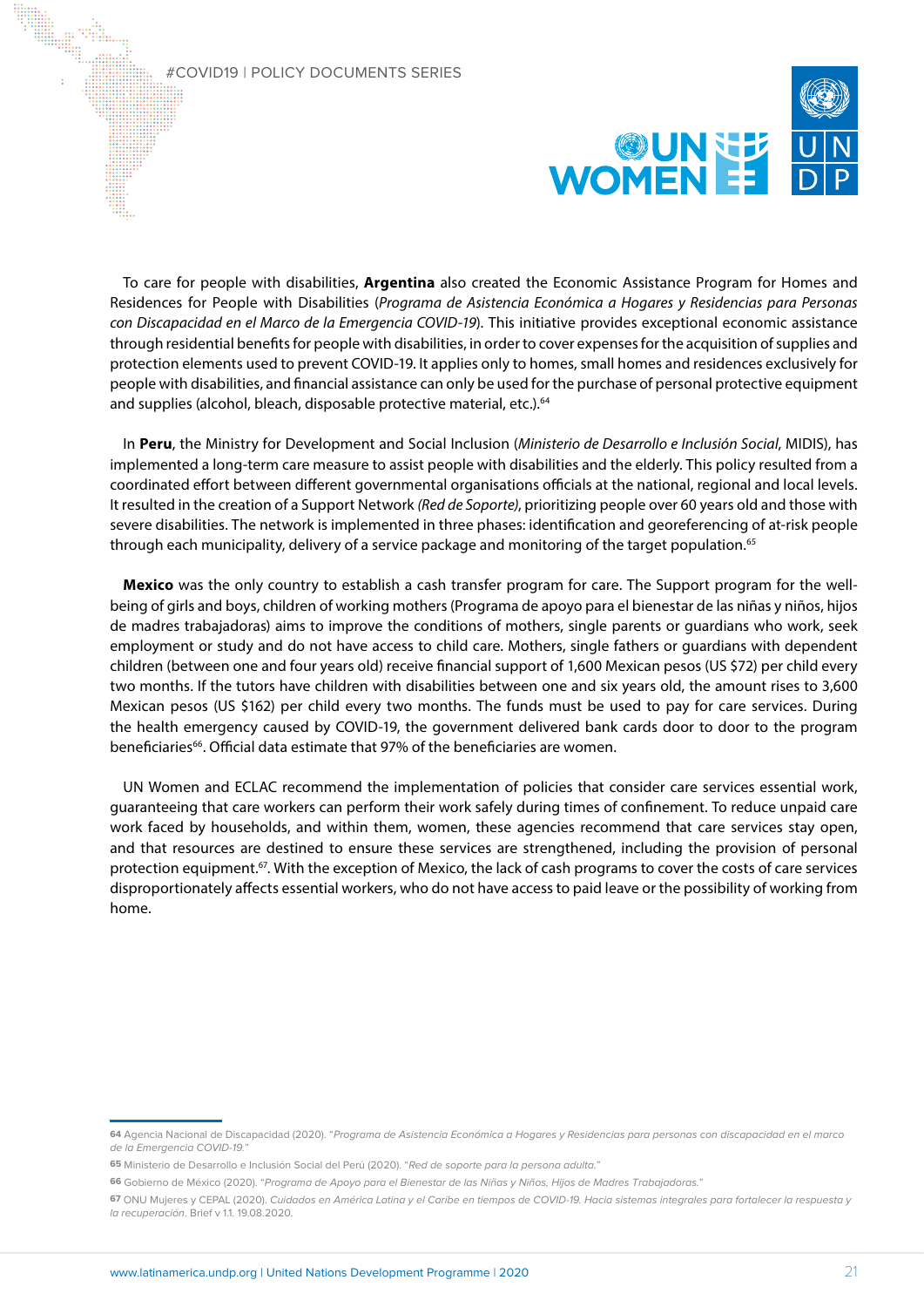To care for people with disabilities, **Argentina** also created the Economic Assistance Program for Homes and Residences for People with Disabilities (*Programa de Asistencia Económica a Hogares y Residencias para Personas con Discapacidad en el Marco de la Emergencia COVID-19*). This initiative provides exceptional economic assistance through residential benefits for people with disabilities, in order to cover expenses for the acquisition of supplies and protection elements used to prevent COVID-19. It applies only to homes, small homes and residences exclusively for people with disabilities, and financial assistance can only be used for the purchase of personal protective equipment and supplies (alcohol, bleach, disposable protective material, etc.).[64]

In **Peru**, the Ministry for Development and Social Inclusion (*Ministerio de Desarrollo e Inclusión Social*, MIDIS), has implemented a long-term care measure to assist people with disabilities and the elderly. This policy resulted from a coordinated effort between different governmental organisations officials at the national, regional and local levels. It resulted in the creation of a Support Network *(Red de Soporte)*, prioritizing people over 60 years old and those with severe disabilities. The network is implemented in three phases: identification and georeferencing of at-risk people through each municipality, delivery of a service package and monitoring of the target population.[65]

**Mexico** was the only country to establish a cash transfer program for care. The Support program for the well-being of girls and boys, children of working mothers (Programa de apoyo para el bienestar de las niñas y niños, hijos de madres trabajadoras) aims to improve the conditions of mothers, single parents or guardians who work, seek employment or study and do not have access to child care. Mothers, single fathers or guardians with dependent children (between one and four years old) receive financial support of 1,600 Mexican pesos (US $72) per child every two months. If the tutors have children with disabilities between one and six years old, the amount rises to 3,600 Mexican pesos (US $162) per child every two months. The funds must be used to pay for care services. During the health emergency caused by COVID-19, the government delivered bank cards door to door to the program beneficiaries[66]. Official data estimate that 97% of the beneficiaries are women.

UN Women and ECLAC recommend the implementation of policies that consider care services essential work, guaranteeing that care workers can perform their work safely during times of confinement. To reduce unpaid care work faced by households, and within them, women, these agencies recommend that care services stay open, and that resources are destined to ensure these services are strengthened, including the provision of personal protection equipment.[67]. With the exception of Mexico, the lack of cash programs to cover the costs of care services disproportionately affects essential workers, who do not have access to paid leave or the possibility of working from home.

---

**64** Agencia Nacional de Discapacidad (2020). "*Programa de Asistencia Económica a Hogares y Residencias para personas con discapacidad en el marco de la Emergencia COVID-19.*"

**65** Ministerio de Desarrollo e Inclusión Social del Perú (2020). "*Red de soporte para la persona adulta.*"

**66** Gobierno de México (2020). "*Programa de Apoyo para el Bienestar de las Niñas y Niños, Hijos de Madres Trabajadoras.*"

**67** ONU Mujeres y CEPAL (2020). *Cuidados en América Latina y el Caribe en tiempos de COVID-19. Hacia sistemas integrales para fortalecer la respuesta y la recuperación*. Brief v 1.1. 19.08.2020.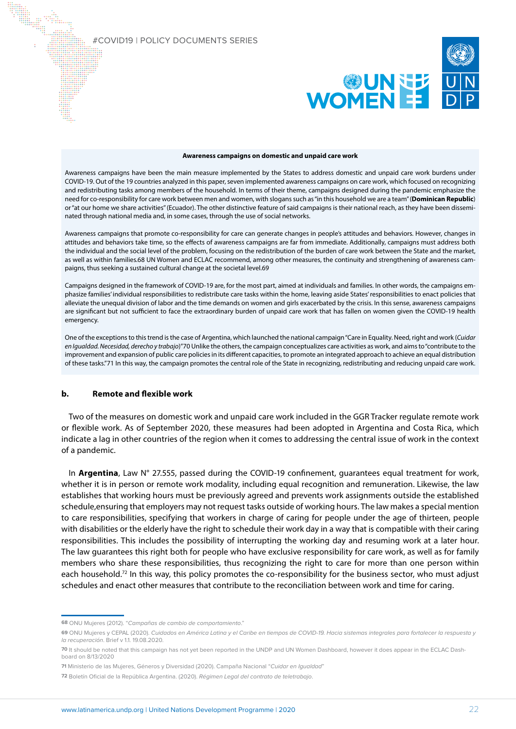**Awareness campaigns on domestic and unpaid care work**

Awareness campaigns have been the main measure implemented by the States to address domestic and unpaid care work burdens under COVID-19. Out of the 19 countries analyzed in this paper, seven implemented awareness campaigns on care work, which focused on recognizing and redistributing tasks among members of the household. In terms of their theme, campaigns designed during the pandemic emphasize the need for co-responsibility for care work between men and women, with slogans such as "in this household we are a team" (**Dominican Republic**) or "at our home we share activities" (Ecuador). The other distinctive feature of said campaigns is their national reach, as they have been disseminated through national media and, in some cases, through the use of social networks.

Awareness campaigns that promote co-responsibility for care can generate changes in people's attitudes and behaviors. However, changes in attitudes and behaviors take time, so the effects of awareness campaigns are far from immediate. Additionally, campaigns must address both the individual and the social level of the problem, focusing on the redistribution of the burden of care work between the State and the market, as well as within families.[68] UN Women and ECLAC recommend, among other measures, the continuity and strengthening of awareness campaigns, thus seeking a sustained cultural change at the societal level.[69]

Campaigns designed in the framework of COVID-19 are, for the most part, aimed at individuals and families. In other words, the campaigns emphasize families' individual responsibilities to redistribute care tasks within the home, leaving aside States' responsibilities to enact policies that alleviate the unequal division of labor and the time demands on women and girls exacerbated by the crisis. In this sense, awareness campaigns are significant but not sufficient to face the extraordinary burden of unpaid care work that has fallen on women given the COVID-19 health emergency.

One of the exceptions to this trend is the case of Argentina, which launched the national campaign "Care in Equality. Need, right and work (*Cuidar en Igualdad. Necesidad, derecho y trabajo*)"[70] Unlike the others, the campaign conceptualizes care activities as work, and aims to "contribute to the improvement and expansion of public care policies in its different capacities, to promote an integrated approach to achieve an equal distribution of these tasks."[71] In this way, the campaign promotes the central role of the State in recognizing, redistributing and reducing unpaid care work.

### b. Remote and flexible work

Two of the measures on domestic work and unpaid care work included in the GGR Tracker regulate remote work or flexible work. As of September 2020, these measures had been adopted in Argentina and Costa Rica, which indicate a lag in other countries of the region when it comes to addressing the central issue of work in the context of a pandemic.

In **Argentina**, Law N° 27.555, passed during the COVID-19 confinement, guarantees equal treatment for work, whether it is in person or remote work modality, including equal recognition and remuneration. Likewise, the law establishes that working hours must be previously agreed and prevents work assignments outside the established schedule,ensuring that employers may not request tasks outside of working hours. The law makes a special mention to care responsibilities, specifying that workers in charge of caring for people under the age of thirteen, people with disabilities or the elderly have the right to schedule their work day in a way that is compatible with their caring responsibilities. This includes the possibility of interrupting the working day and resuming work at a later hour. The law guarantees this right both for people who have exclusive responsibility for care work, as well as for family members who share these responsibilities, thus recognizing the right to care for more than one person within each household.[72] In this way, this policy promotes the co-responsibility for the business sector, who must adjust schedules and enact other measures that contribute to the reconciliation between work and time for caring.

---

[68] ONU Mujeres (2012). "*Campañas de cambio de comportamiento*."

[69] ONU Mujeres y CEPAL (2020). *Cuidados en América Latina y el Caribe en tiempos de COVID-19. Hacia sistemas integrales para fortalecer la respuesta y la recuperación*. Brief v 1.1. 19.08.2020.

[70] It should be noted that this campaign has not yet been reported in the UNDP and UN Women Dashboard, however it does appear in the ECLAC Dashboard on 8/13/2020

[71] Ministerio de las Mujeres, Géneros y Diversidad (2020). Campaña Nacional "*Cuidar en Igualdad*"

[72] Boletín Oficial de la República Argentina. (2020). *Régimen Legal del contrato de teletrabajo*.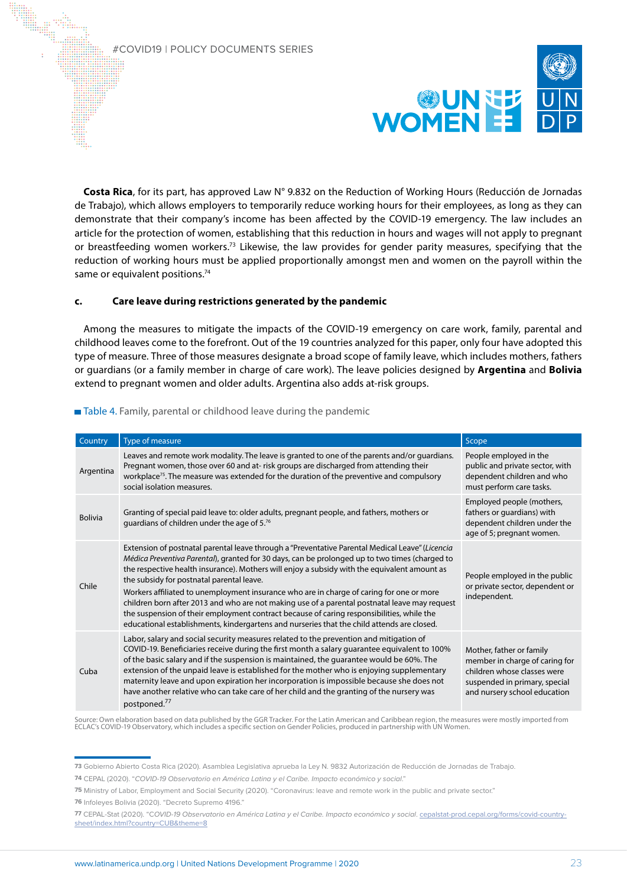**Costa Rica**, for its part, has approved Law N° 9.832 on the Reduction of Working Hours (Reducción de Jornadas de Trabajo), which allows employers to temporarily reduce working hours for their employees, as long as they can demonstrate that their company's income has been affected by the COVID-19 emergency. The law includes an article for the protection of women, establishing that this reduction in hours and wages will not apply to pregnant or breastfeeding women workers.[73] Likewise, the law provides for gender parity measures, specifying that the reduction of working hours must be applied proportionally amongst men and women on the payroll within the same or equivalent positions.[74]

### c. Care leave during restrictions generated by the pandemic

Among the measures to mitigate the impacts of the COVID-19 emergency on care work, family, parental and childhood leaves come to the forefront. Out of the 19 countries analyzed for this paper, only four have adopted this type of measure. Three of those measures designate a broad scope of family leave, which includes mothers, fathers or guardians (or a family member in charge of care work). The leave policies designed by **Argentina** and **Bolivia** extend to pregnant women and older adults. Argentina also adds at-risk groups.

Table 4. Family, parental or childhood leave during the pandemic

| Country | Type of measure | Scope |
|---|---|---|
| Argentina | Leaves and remote work modality. The leave is granted to one of the parents and/or guardians. Pregnant women, those over 60 and at- risk groups are discharged from attending their workplace[75]. The measure was extended for the duration of the preventive and compulsory social isolation measures. | People employed in the public and private sector, with dependent children and who must perform care tasks. |
| Bolivia | Granting of special paid leave to: older adults, pregnant people, and fathers, mothers or guardians of children under the age of 5.[76] | Employed people (mothers, fathers or guardians) with dependent children under the age of 5; pregnant women. |
| Chile | Extension of postnatal parental leave through a "Preventative Parental Medical Leave" (*Licencia Médica Preventiva Parental*), granted for 30 days, can be prolonged up to two times (charged to the respective health insurance). Mothers will enjoy a subsidy with the equivalent amount as the subsidy for postnatal parental leave.<br>Workers affiliated to unemployment insurance who are in charge of caring for one or more children born after 2013 and who are not making use of a parental postnatal leave may request the suspension of their employment contract because of caring responsibilities, while the educational establishments, kindergartens and nurseries that the child attends are closed. | People employed in the public or private sector, dependent or independent. |
| Cuba | Labor, salary and social security measures related to the prevention and mitigation of COVID-19. Beneficiaries receive during the first month a salary guarantee equivalent to 100% of the basic salary and if the suspension is maintained, the guarantee would be 60%. The extension of the unpaid leave is established for the mother who is enjoying supplementary maternity leave and upon expiration her incorporation is impossible because she does not have another relative who can take care of her child and the granting of the nursery was postponed.[77] | Mother, father or family member in charge of caring for children whose classes were suspended in primary, special and nursery school education |

Source: Own elaboration based on data published by the GGR Tracker. For the Latin American and Caribbean region, the measures were mostly imported from ECLAC's COVID-19 Observatory, which includes a specific section on Gender Policies, produced in partnership with UN Women.

---

73 Gobierno Abierto Costa Rica (2020). Asamblea Legislativa aprueba la Ley N. 9832 Autorización de Reducción de Jornadas de Trabajo.

74 CEPAL (2020). "*COVID-19 Observatorio en América Latina y el Caribe. Impacto económico y social*."

75 Ministry of Labor, Employment and Social Security (2020). "Coronavirus: leave and remote work in the public and private sector."

76 Infoleyes Bolivia (2020). "Decreto Supremo 4196."

77 CEPAL-Stat (2020). "*COVID-19 Observatorio en América Latina y el Caribe. Impacto económico y social*. cepalstat-prod.cepal.org/forms/covid-country-sheet/index.html?country=CUB&theme=8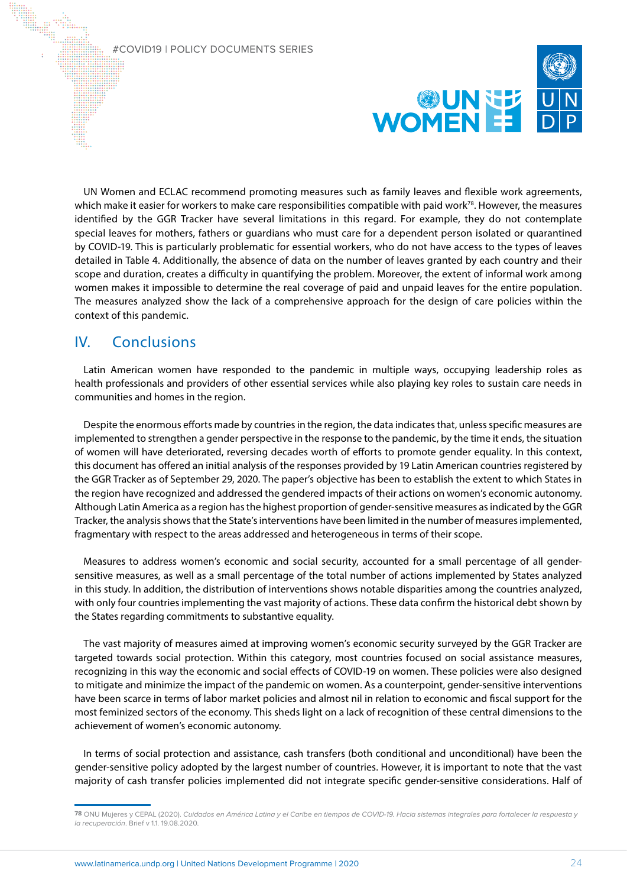UN Women and ECLAC recommend promoting measures such as family leaves and flexible work agreements, which make it easier for workers to make care responsibilities compatible with paid work[78]. However, the measures identified by the GGR Tracker have several limitations in this regard. For example, they do not contemplate special leaves for mothers, fathers or guardians who must care for a dependent person isolated or quarantined by COVID-19. This is particularly problematic for essential workers, who do not have access to the types of leaves detailed in Table 4. Additionally, the absence of data on the number of leaves granted by each country and their scope and duration, creates a difficulty in quantifying the problem. Moreover, the extent of informal work among women makes it impossible to determine the real coverage of paid and unpaid leaves for the entire population. The measures analyzed show the lack of a comprehensive approach for the design of care policies within the context of this pandemic.

## IV. Conclusions

Latin American women have responded to the pandemic in multiple ways, occupying leadership roles as health professionals and providers of other essential services while also playing key roles to sustain care needs in communities and homes in the region.

Despite the enormous efforts made by countries in the region, the data indicates that, unless specific measures are implemented to strengthen a gender perspective in the response to the pandemic, by the time it ends, the situation of women will have deteriorated, reversing decades worth of efforts to promote gender equality. In this context, this document has offered an initial analysis of the responses provided by 19 Latin American countries registered by the GGR Tracker as of September 29, 2020. The paper's objective has been to establish the extent to which States in the region have recognized and addressed the gendered impacts of their actions on women's economic autonomy. Although Latin America as a region has the highest proportion of gender-sensitive measures as indicated by the GGR Tracker, the analysis shows that the State's interventions have been limited in the number of measures implemented, fragmentary with respect to the areas addressed and heterogeneous in terms of their scope.

Measures to address women's economic and social security, accounted for a small percentage of all gender-sensitive measures, as well as a small percentage of the total number of actions implemented by States analyzed in this study. In addition, the distribution of interventions shows notable disparities among the countries analyzed, with only four countries implementing the vast majority of actions. These data confirm the historical debt shown by the States regarding commitments to substantive equality.

The vast majority of measures aimed at improving women's economic security surveyed by the GGR Tracker are targeted towards social protection. Within this category, most countries focused on social assistance measures, recognizing in this way the economic and social effects of COVID-19 on women. These policies were also designed to mitigate and minimize the impact of the pandemic on women. As a counterpoint, gender-sensitive interventions have been scarce in terms of labor market policies and almost nil in relation to economic and fiscal support for the most feminized sectors of the economy. This sheds light on a lack of recognition of these central dimensions to the achievement of women's economic autonomy.

In terms of social protection and assistance, cash transfers (both conditional and unconditional) have been the gender-sensitive policy adopted by the largest number of countries. However, it is important to note that the vast majority of cash transfer policies implemented did not integrate specific gender-sensitive considerations. Half of

[78] ONU Mujeres y CEPAL (2020). *Cuidados en América Latina y el Caribe en tiempos de COVID-19. Hacia sistemas integrales para fortalecer la respuesta y la recuperación*. Brief v 1.1. 19.08.2020.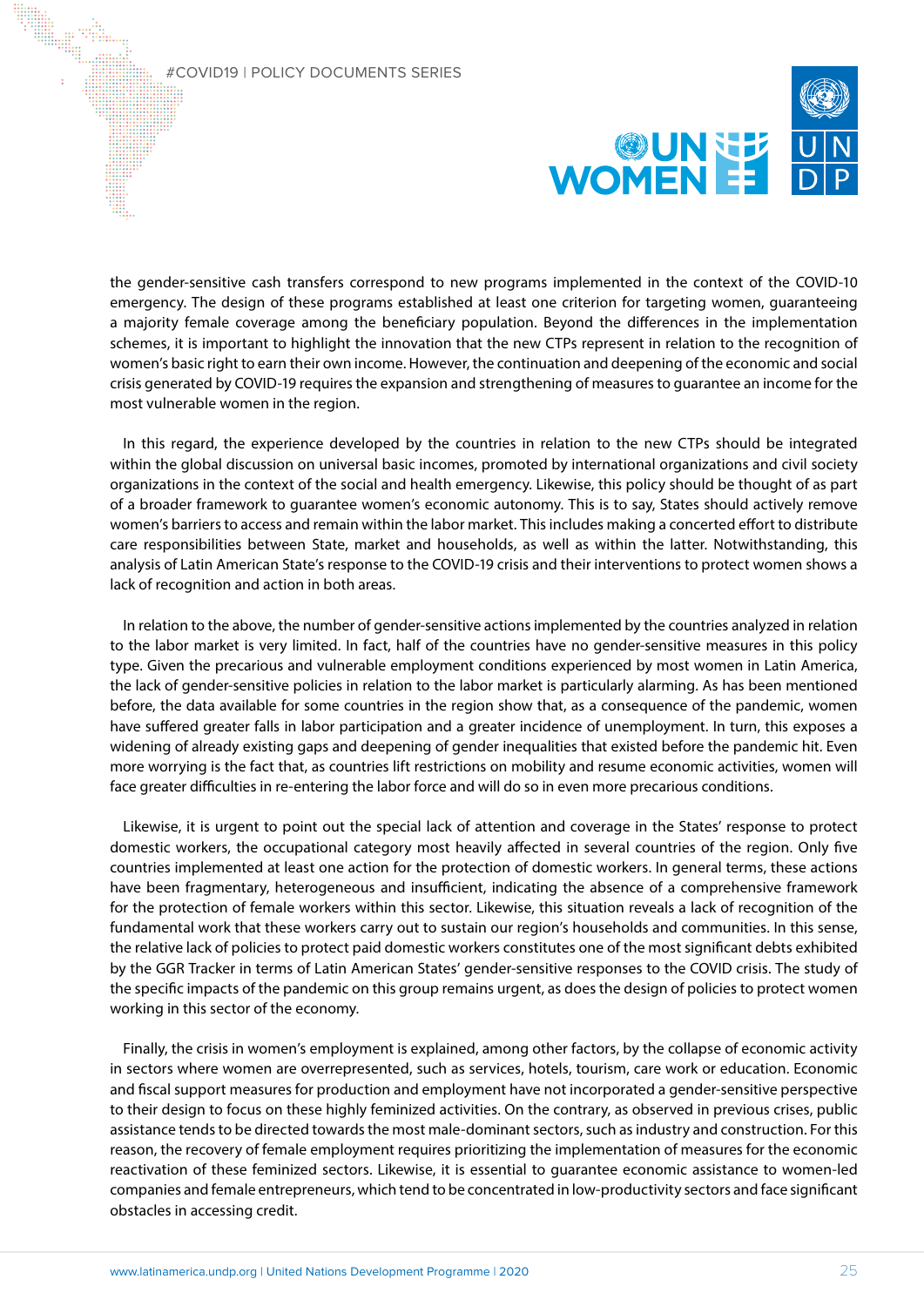the gender-sensitive cash transfers correspond to new programs implemented in the context of the COVID-10 emergency. The design of these programs established at least one criterion for targeting women, guaranteeing a majority female coverage among the beneficiary population. Beyond the differences in the implementation schemes, it is important to highlight the innovation that the new CTPs represent in relation to the recognition of women's basic right to earn their own income. However, the continuation and deepening of the economic and social crisis generated by COVID-19 requires the expansion and strengthening of measures to guarantee an income for the most vulnerable women in the region.

In this regard, the experience developed by the countries in relation to the new CTPs should be integrated within the global discussion on universal basic incomes, promoted by international organizations and civil society organizations in the context of the social and health emergency. Likewise, this policy should be thought of as part of a broader framework to guarantee women's economic autonomy. This is to say, States should actively remove women's barriers to access and remain within the labor market. This includes making a concerted effort to distribute care responsibilities between State, market and households, as well as within the latter. Notwithstanding, this analysis of Latin American State's response to the COVID-19 crisis and their interventions to protect women shows a lack of recognition and action in both areas.

In relation to the above, the number of gender-sensitive actions implemented by the countries analyzed in relation to the labor market is very limited. In fact, half of the countries have no gender-sensitive measures in this policy type. Given the precarious and vulnerable employment conditions experienced by most women in Latin America, the lack of gender-sensitive policies in relation to the labor market is particularly alarming. As has been mentioned before, the data available for some countries in the region show that, as a consequence of the pandemic, women have suffered greater falls in labor participation and a greater incidence of unemployment. In turn, this exposes a widening of already existing gaps and deepening of gender inequalities that existed before the pandemic hit. Even more worrying is the fact that, as countries lift restrictions on mobility and resume economic activities, women will face greater difficulties in re-entering the labor force and will do so in even more precarious conditions.

Likewise, it is urgent to point out the special lack of attention and coverage in the States' response to protect domestic workers, the occupational category most heavily affected in several countries of the region. Only five countries implemented at least one action for the protection of domestic workers. In general terms, these actions have been fragmentary, heterogeneous and insufficient, indicating the absence of a comprehensive framework for the protection of female workers within this sector. Likewise, this situation reveals a lack of recognition of the fundamental work that these workers carry out to sustain our region's households and communities. In this sense, the relative lack of policies to protect paid domestic workers constitutes one of the most significant debts exhibited by the GGR Tracker in terms of Latin American States' gender-sensitive responses to the COVID crisis. The study of the specific impacts of the pandemic on this group remains urgent, as does the design of policies to protect women working in this sector of the economy.

Finally, the crisis in women's employment is explained, among other factors, by the collapse of economic activity in sectors where women are overrepresented, such as services, hotels, tourism, care work or education. Economic and fiscal support measures for production and employment have not incorporated a gender-sensitive perspective to their design to focus on these highly feminized activities. On the contrary, as observed in previous crises, public assistance tends to be directed towards the most male-dominant sectors, such as industry and construction. For this reason, the recovery of female employment requires prioritizing the implementation of measures for the economic reactivation of these feminized sectors. Likewise, it is essential to guarantee economic assistance to women-led companies and female entrepreneurs, which tend to be concentrated in low-productivity sectors and face significant obstacles in accessing credit.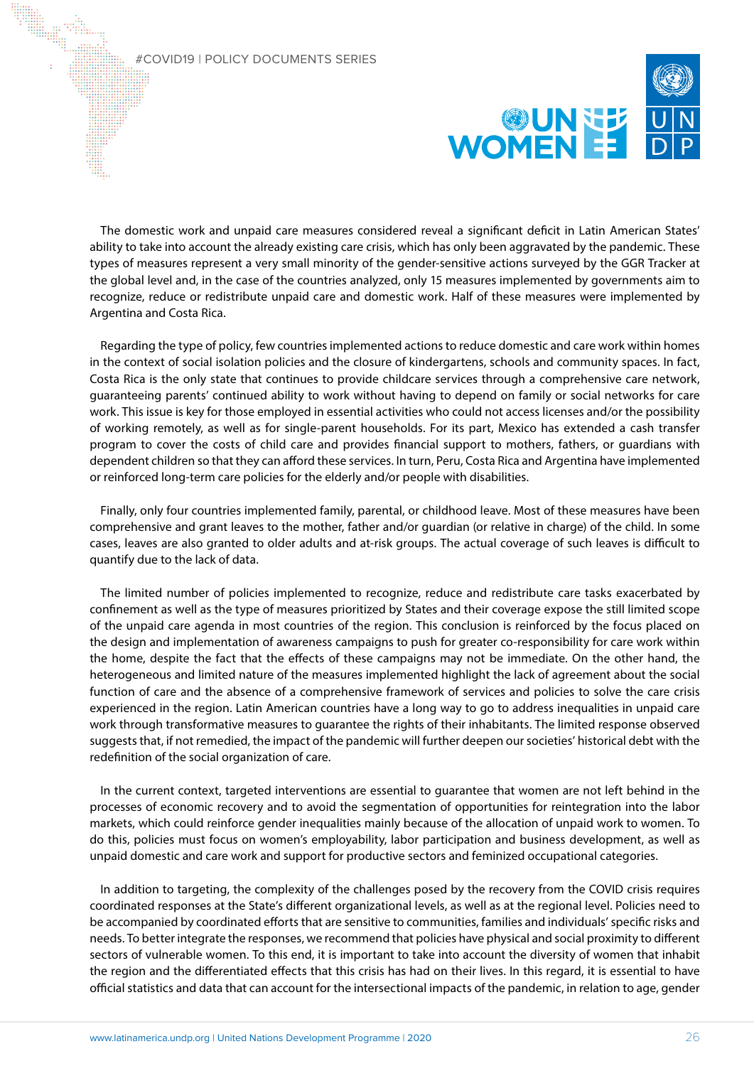The domestic work and unpaid care measures considered reveal a significant deficit in Latin American States' ability to take into account the already existing care crisis, which has only been aggravated by the pandemic. These types of measures represent a very small minority of the gender-sensitive actions surveyed by the GGR Tracker at the global level and, in the case of the countries analyzed, only 15 measures implemented by governments aim to recognize, reduce or redistribute unpaid care and domestic work. Half of these measures were implemented by Argentina and Costa Rica.

Regarding the type of policy, few countries implemented actions to reduce domestic and care work within homes in the context of social isolation policies and the closure of kindergartens, schools and community spaces. In fact, Costa Rica is the only state that continues to provide childcare services through a comprehensive care network, guaranteeing parents' continued ability to work without having to depend on family or social networks for care work. This issue is key for those employed in essential activities who could not access licenses and/or the possibility of working remotely, as well as for single-parent households. For its part, Mexico has extended a cash transfer program to cover the costs of child care and provides financial support to mothers, fathers, or guardians with dependent children so that they can afford these services. In turn, Peru, Costa Rica and Argentina have implemented or reinforced long-term care policies for the elderly and/or people with disabilities.

Finally, only four countries implemented family, parental, or childhood leave. Most of these measures have been comprehensive and grant leaves to the mother, father and/or guardian (or relative in charge) of the child. In some cases, leaves are also granted to older adults and at-risk groups. The actual coverage of such leaves is difficult to quantify due to the lack of data.

The limited number of policies implemented to recognize, reduce and redistribute care tasks exacerbated by confinement as well as the type of measures prioritized by States and their coverage expose the still limited scope of the unpaid care agenda in most countries of the region. This conclusion is reinforced by the focus placed on the design and implementation of awareness campaigns to push for greater co-responsibility for care work within the home, despite the fact that the effects of these campaigns may not be immediate. On the other hand, the heterogeneous and limited nature of the measures implemented highlight the lack of agreement about the social function of care and the absence of a comprehensive framework of services and policies to solve the care crisis experienced in the region. Latin American countries have a long way to go to address inequalities in unpaid care work through transformative measures to guarantee the rights of their inhabitants. The limited response observed suggests that, if not remedied, the impact of the pandemic will further deepen our societies' historical debt with the redefinition of the social organization of care.

In the current context, targeted interventions are essential to guarantee that women are not left behind in the processes of economic recovery and to avoid the segmentation of opportunities for reintegration into the labor markets, which could reinforce gender inequalities mainly because of the allocation of unpaid work to women. To do this, policies must focus on women's employability, labor participation and business development, as well as unpaid domestic and care work and support for productive sectors and feminized occupational categories.

In addition to targeting, the complexity of the challenges posed by the recovery from the COVID crisis requires coordinated responses at the State's different organizational levels, as well as at the regional level. Policies need to be accompanied by coordinated efforts that are sensitive to communities, families and individuals' specific risks and needs. To better integrate the responses, we recommend that policies have physical and social proximity to different sectors of vulnerable women. To this end, it is important to take into account the diversity of women that inhabit the region and the differentiated effects that this crisis has had on their lives. In this regard, it is essential to have official statistics and data that can account for the intersectional impacts of the pandemic, in relation to age, gender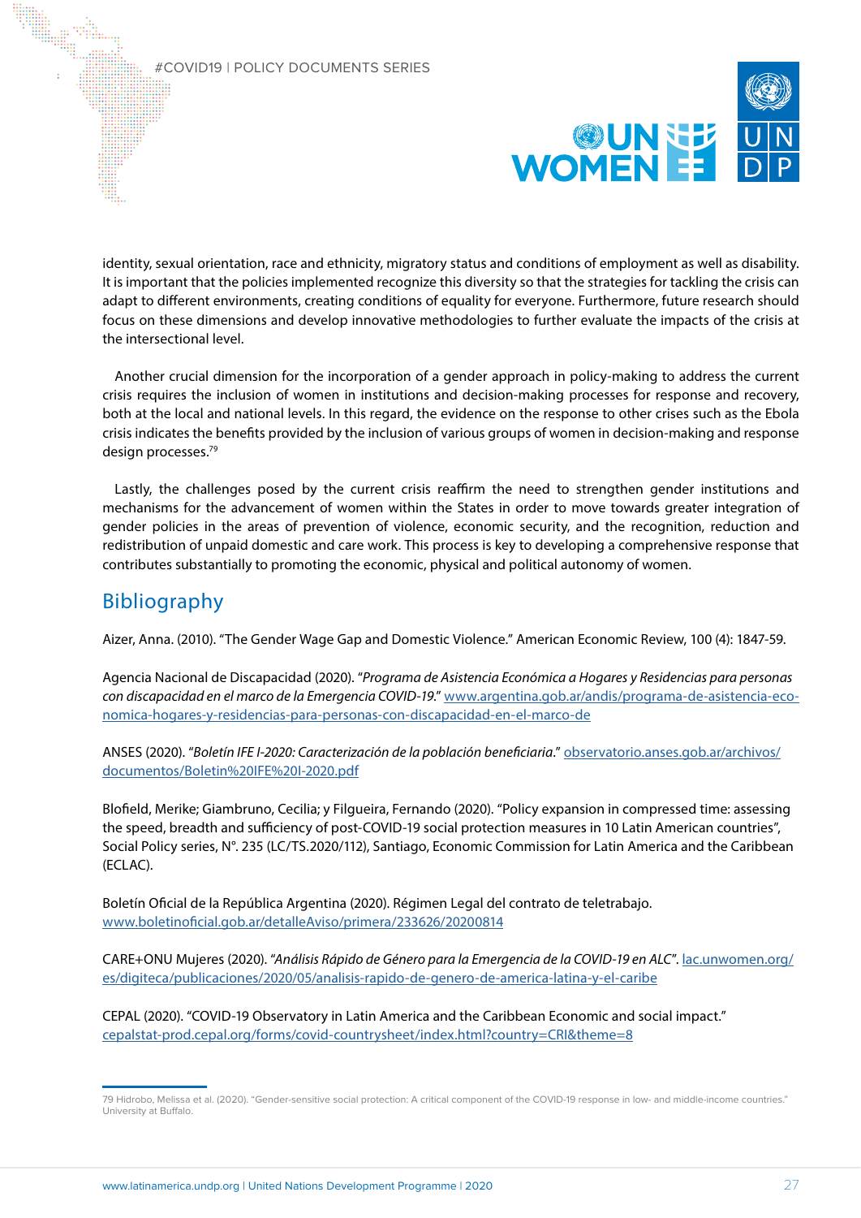identity, sexual orientation, race and ethnicity, migratory status and conditions of employment as well as disability. It is important that the policies implemented recognize this diversity so that the strategies for tackling the crisis can adapt to different environments, creating conditions of equality for everyone. Furthermore, future research should focus on these dimensions and develop innovative methodologies to further evaluate the impacts of the crisis at the intersectional level.

Another crucial dimension for the incorporation of a gender approach in policy-making to address the current crisis requires the inclusion of women in institutions and decision-making processes for response and recovery, both at the local and national levels. In this regard, the evidence on the response to other crises such as the Ebola crisis indicates the benefits provided by the inclusion of various groups of women in decision-making and response design processes.[79]

Lastly, the challenges posed by the current crisis reaffirm the need to strengthen gender institutions and mechanisms for the advancement of women within the States in order to move towards greater integration of gender policies in the areas of prevention of violence, economic security, and the recognition, reduction and redistribution of unpaid domestic and care work. This process is key to developing a comprehensive response that contributes substantially to promoting the economic, physical and political autonomy of women.

## Bibliography

Aizer, Anna. (2010). "The Gender Wage Gap and Domestic Violence." American Economic Review, 100 (4): 1847-59.

Agencia Nacional de Discapacidad (2020). "*Programa de Asistencia Económica a Hogares y Residencias para personas con discapacidad en el marco de la Emergencia COVID-19.*" www.argentina.gob.ar/andis/programa-de-asistencia-economica-hogares-y-residencias-para-personas-con-discapacidad-en-el-marco-de

ANSES (2020). "*Boletín IFE I-2020: Caracterización de la población beneficiaria*." observatorio.anses.gob.ar/archivos/documentos/Boletin%20IFE%20I-2020.pdf

Blofield, Merike; Giambruno, Cecilia; y Filgueira, Fernando (2020). "Policy expansion in compressed time: assessing the speed, breadth and sufficiency of post-COVID-19 social protection measures in 10 Latin American countries", Social Policy series, N°. 235 (LC/TS.2020/112), Santiago, Economic Commission for Latin America and the Caribbean (ECLAC).

Boletín Oficial de la República Argentina (2020). Régimen Legal del contrato de teletrabajo. www.boletinoficial.gob.ar/detalleAviso/primera/233626/20200814

CARE+ONU Mujeres (2020). "*Análisis Rápido de Género para la Emergencia de la COVID-19 en ALC*". lac.unwomen.org/es/digiteca/publicaciones/2020/05/analisis-rapido-de-genero-de-america-latina-y-el-caribe

CEPAL (2020). "COVID-19 Observatory in Latin America and the Caribbean Economic and social impact." cepalstat-prod.cepal.org/forms/covid-countrysheet/index.html?country=CRI&theme=8

---

79 Hidrobo, Melissa et al. (2020). "Gender-sensitive social protection: A critical component of the COVID-19 response in low- and middle-income countries." University at Buffalo.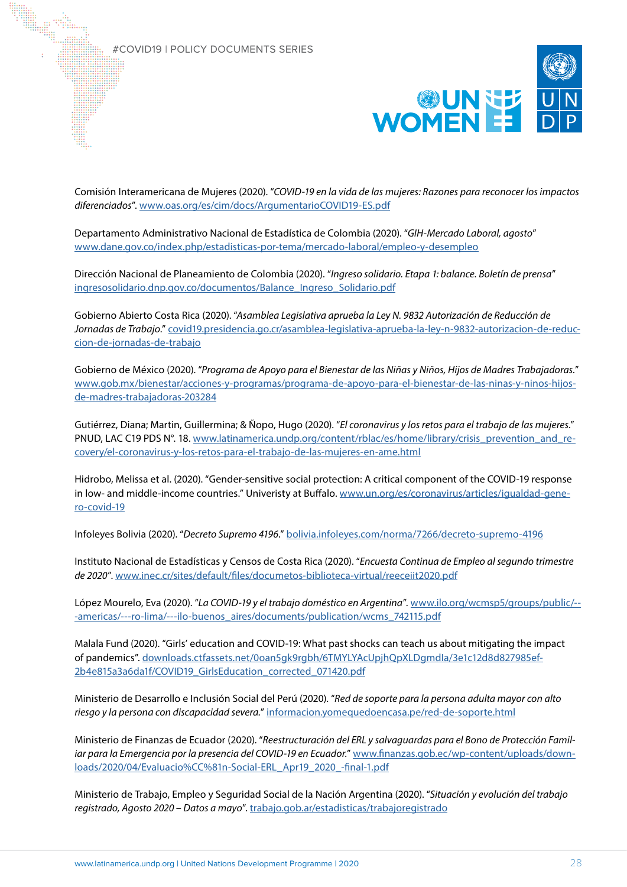Comisión Interamericana de Mujeres (2020). "*COVID-19 en la vida de las mujeres: Razones para reconocer los impactos diferenciados*". www.oas.org/es/cim/docs/ArgumentarioCOVID19-ES.pdf

Departamento Administrativo Nacional de Estadística de Colombia (2020). "*GIH-Mercado Laboral, agosto*" www.dane.gov.co/index.php/estadisticas-por-tema/mercado-laboral/empleo-y-desempleo

Dirección Nacional de Planeamiento de Colombia (2020). "*Ingreso solidario. Etapa 1: balance. Boletín de prensa*" ingresosolidario.dnp.gov.co/documentos/Balance_Ingreso_Solidario.pdf

Gobierno Abierto Costa Rica (2020). "*Asamblea Legislativa aprueba la Ley N. 9832 Autorización de Reducción de Jornadas de Trabajo*." covid19.presidencia.go.cr/asamblea-legislativa-aprueba-la-ley-n-9832-autorizacion-de-reduccion-de-jornadas-de-trabajo

Gobierno de México (2020). "*Programa de Apoyo para el Bienestar de las Niñas y Niños, Hijos de Madres Trabajadoras*." www.gob.mx/bienestar/acciones-y-programas/programa-de-apoyo-para-el-bienestar-de-las-ninas-y-ninos-hijos-de-madres-trabajadoras-203284

Gutiérrez, Diana; Martin, Guillermina; & Ñopo, Hugo (2020). "*El coronavirus y los retos para el trabajo de las mujeres*." PNUD, LAC C19 PDS N°. 18. www.latinamerica.undp.org/content/rblac/es/home/library/crisis_prevention_and_recovery/el-coronavirus-y-los-retos-para-el-trabajo-de-las-mujeres-en-ame.html

Hidrobo, Melissa et al. (2020). "Gender-sensitive social protection: A critical component of the COVID-19 response in low- and middle-income countries." Univeristy at Buffalo. www.un.org/es/coronavirus/articles/igualdad-genero-covid-19

Infoleyes Bolivia (2020). "*Decreto Supremo 4196*." bolivia.infoleyes.com/norma/7266/decreto-supremo-4196

Instituto Nacional de Estadísticas y Censos de Costa Rica (2020). "*Encuesta Continua de Empleo al segundo trimestre de 2020*". www.inec.cr/sites/default/files/documetos-biblioteca-virtual/reeceiit2020.pdf

López Mourelo, Eva (2020). "*La COVID-19 y el trabajo doméstico en Argentina*". www.ilo.org/wcmsp5/groups/public/---americas/---ro-lima/---ilo-buenos_aires/documents/publication/wcms_742115.pdf

Malala Fund (2020). "Girls' education and COVID-19: What past shocks can teach us about mitigating the impact of pandemics". downloads.ctfassets.net/0oan5gk9rgbh/6TMYLYAcUpjhQpXLDgmdIa/3e1c12d8d827985ef2b4e815a3a6da1f/COVID19_GirlsEducation_corrected_071420.pdf

Ministerio de Desarrollo e Inclusión Social del Perú (2020). "*Red de soporte para la persona adulta mayor con alto riesgo y la persona con discapacidad severa.*" informacion.yomequedoencasa.pe/red-de-soporte.html

Ministerio de Finanzas de Ecuador (2020). "*Reestructuración del ERL y salvaguardas para el Bono de Protección Familiar para la Emergencia por la presencia del COVID-19 en Ecuador.*" www.finanzas.gob.ec/wp-content/uploads/downloads/2020/04/Evaluacio%CC%81n-Social-ERL_Apr19_2020_-final-1.pdf

Ministerio de Trabajo, Empleo y Seguridad Social de la Nación Argentina (2020). "*Situación y evolución del trabajo registrado, Agosto 2020 – Datos a mayo*". trabajo.gob.ar/estadisticas/trabajoregistrado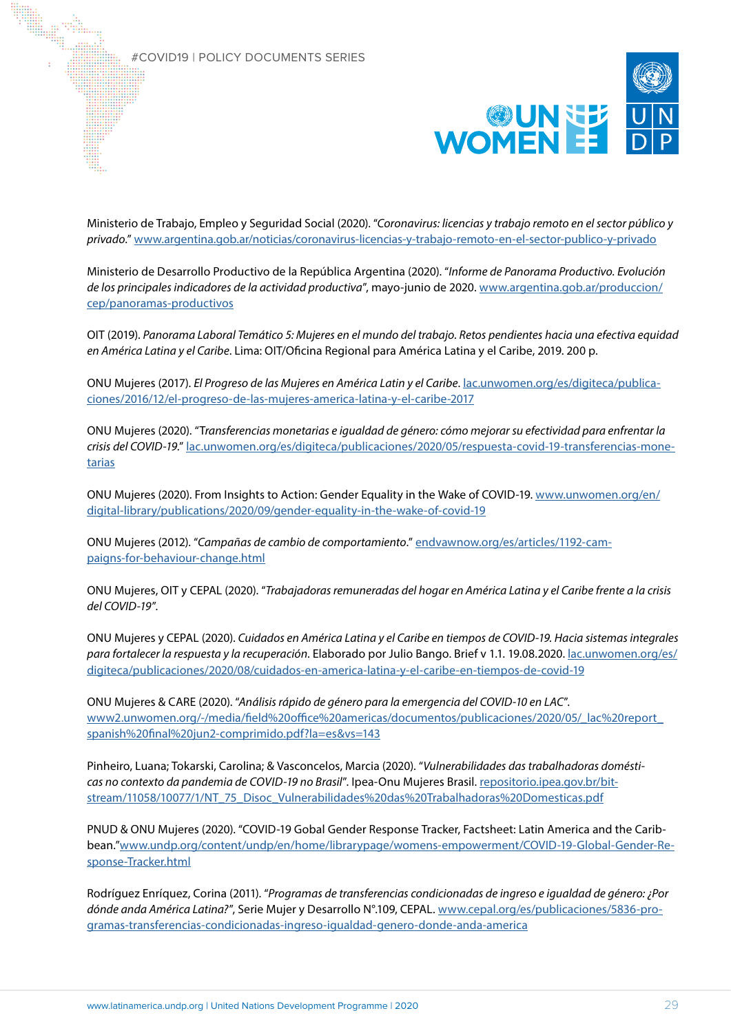Ministerio de Trabajo, Empleo y Seguridad Social (2020). "*Coronavirus: licencias y trabajo remoto en el sector público y privado.*" www.argentina.gob.ar/noticias/coronavirus-licencias-y-trabajo-remoto-en-el-sector-publico-y-privado

Ministerio de Desarrollo Productivo de la República Argentina (2020). "*Informe de Panorama Productivo. Evolución de los principales indicadores de la actividad productiva*", mayo-junio de 2020. www.argentina.gob.ar/produccion/cep/panoramas-productivos

OIT (2019). *Panorama Laboral Temático 5: Mujeres en el mundo del trabajo. Retos pendientes hacia una efectiva equidad en América Latina y el Caribe*. Lima: OIT/Oficina Regional para América Latina y el Caribe, 2019. 200 p.

ONU Mujeres (2017). *El Progreso de las Mujeres en América Latin y el Caribe*. lac.unwomen.org/es/digiteca/publicaciones/2016/12/el-progreso-de-las-mujeres-america-latina-y-el-caribe-2017

ONU Mujeres (2020). "*Transferencias monetarias e igualdad de género: cómo mejorar su efectividad para enfrentar la crisis del COVID-19.*" lac.unwomen.org/es/digiteca/publicaciones/2020/05/respuesta-covid-19-transferencias-monetarias

ONU Mujeres (2020). From Insights to Action: Gender Equality in the Wake of COVID-19. www.unwomen.org/en/digital-library/publications/2020/09/gender-equality-in-the-wake-of-covid-19

ONU Mujeres (2012). "*Campañas de cambio de comportamiento.*" endvawnow.org/es/articles/1192-campaigns-for-behaviour-change.html

ONU Mujeres, OIT y CEPAL (2020). "*Trabajadoras remuneradas del hogar en América Latina y el Caribe frente a la crisis del COVID-19*".

ONU Mujeres y CEPAL (2020). *Cuidados en América Latina y el Caribe en tiempos de COVID-19. Hacia sistemas integrales para fortalecer la respuesta y la recuperación*. Elaborado por Julio Bango. Brief v 1.1. 19.08.2020. lac.unwomen.org/es/digiteca/publicaciones/2020/08/cuidados-en-america-latina-y-el-caribe-en-tiempos-de-covid-19

ONU Mujeres & CARE (2020). "*Análisis rápido de género para la emergencia del COVID-10 en LAC*". www2.unwomen.org/-/media/field%20office%20americas/documentos/publicaciones/2020/05/_lac%20report_spanish%20final%20jun2-comprimido.pdf?la=es&vs=143

Pinheiro, Luana; Tokarski, Carolina; & Vasconcelos, Marcia (2020). "*Vulnerabilidades das trabalhadoras domésticas no contexto da pandemia de COVID-19 no Brasil*". Ipea-Onu Mujeres Brasil. repositorio.ipea.gov.br/bitstream/11058/10077/1/NT_75_Disoc_Vulnerabilidades%20das%20Trabalhadoras%20Domesticas.pdf

PNUD & ONU Mujeres (2020). "COVID-19 Gobal Gender Response Tracker, Factsheet: Latin America and the Caribbean."www.undp.org/content/undp/en/home/librarypage/womens-empowerment/COVID-19-Global-Gender-Response-Tracker.html

Rodríguez Enríquez, Corina (2011). "*Programas de transferencias condicionadas de ingreso e igualdad de género: ¿Por dónde anda América Latina?*", Serie Mujer y Desarrollo N°.109, CEPAL. www.cepal.org/es/publicaciones/5836-programas-transferencias-condicionadas-ingreso-igualdad-genero-donde-anda-america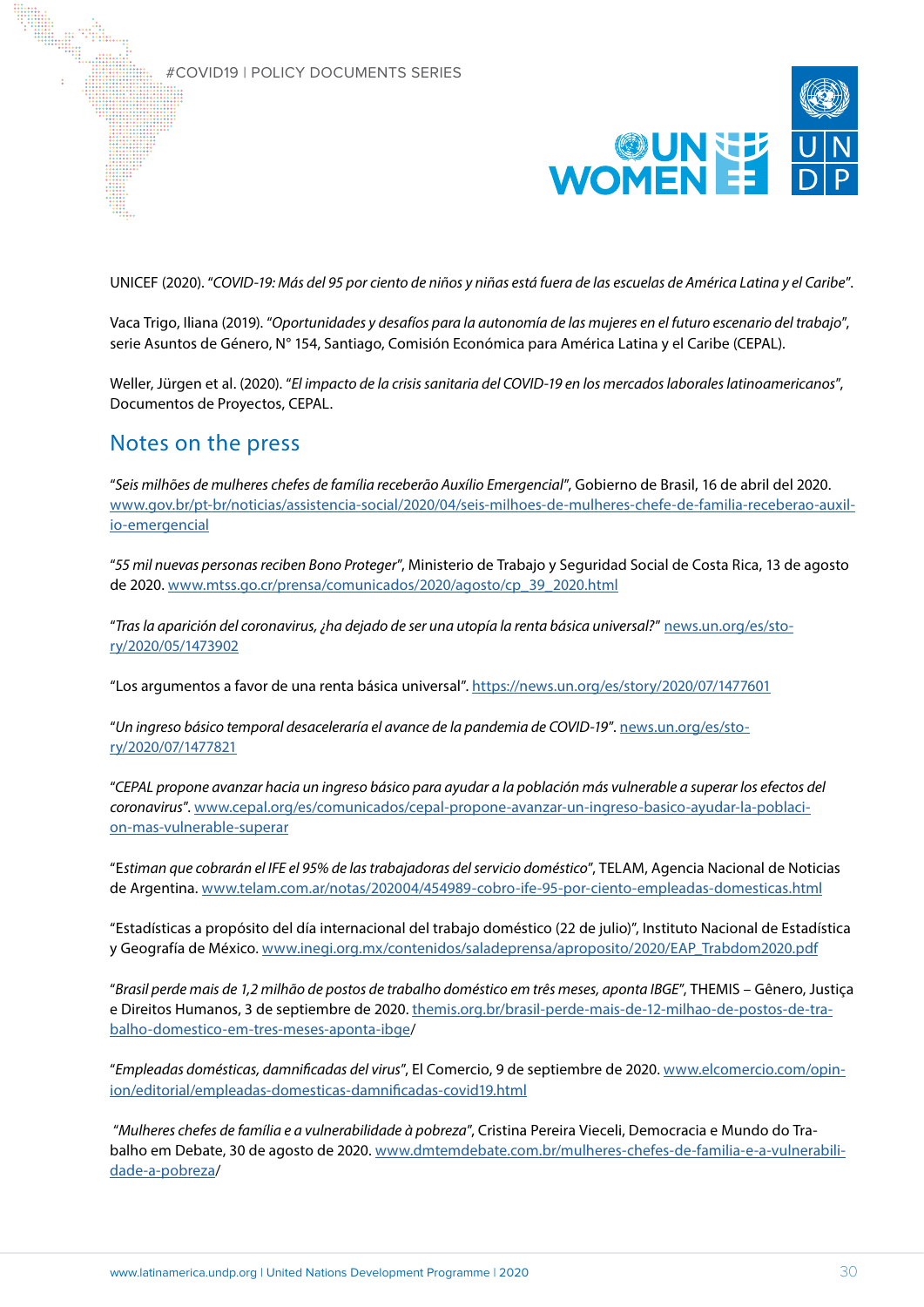UNICEF (2020). "*COVID-19: Más del 95 por ciento de niños y niñas está fuera de las escuelas de América Latina y el Caribe*".

Vaca Trigo, Iliana (2019). "*Oportunidades y desafíos para la autonomía de las mujeres en el futuro escenario del trabajo*", serie Asuntos de Género, N° 154, Santiago, Comisión Económica para América Latina y el Caribe (CEPAL).

Weller, Jürgen et al. (2020). "*El impacto de la crisis sanitaria del COVID-19 en los mercados laborales latinoamericanos*", Documentos de Proyectos, CEPAL.

## Notes on the press

"*Seis milhões de mulheres chefes de família receberão Auxílio Emergencial*", Gobierno de Brasil, 16 de abril del 2020. www.gov.br/pt-br/noticias/assistencia-social/2020/04/seis-milhoes-de-mulheres-chefe-de-familia-receberao-auxilio-emergencial

"*55 mil nuevas personas reciben Bono Proteger*", Ministerio de Trabajo y Seguridad Social de Costa Rica, 13 de agosto de 2020. www.mtss.go.cr/prensa/comunicados/2020/agosto/cp_39_2020.html

"*Tras la aparición del coronavirus, ¿ha dejado de ser una utopía la renta básica universal?*" news.un.org/es/story/2020/05/1473902

"Los argumentos a favor de una renta básica universal". https://news.un.org/es/story/2020/07/1477601

"*Un ingreso básico temporal desaceleraría el avance de la pandemia de COVID-19*". news.un.org/es/story/2020/07/1477821

"*CEPAL propone avanzar hacia un ingreso básico para ayudar a la población más vulnerable a superar los efectos del coronavirus*". www.cepal.org/es/comunicados/cepal-propone-avanzar-un-ingreso-basico-ayudar-la-poblacion-mas-vulnerable-superar

"*Estiman que cobrarán el IFE el 95% de las trabajadoras del servicio doméstico*", TELAM, Agencia Nacional de Noticias de Argentina. www.telam.com.ar/notas/202004/454989-cobro-ife-95-por-ciento-empleadas-domesticas.html

"Estadísticas a propósito del día internacional del trabajo doméstico (22 de julio)", Instituto Nacional de Estadística y Geografía de México. www.inegi.org.mx/contenidos/saladeprensa/aproposito/2020/EAP_Trabdom2020.pdf

"*Brasil perde mais de 1,2 milhão de postos de trabalho doméstico em três meses, aponta IBGE*", THEMIS – Gênero, Justiça e Direitos Humanos, 3 de septiembre de 2020. themis.org.br/brasil-perde-mais-de-12-milhao-de-postos-de-trabalho-domestico-em-tres-meses-aponta-ibge/

"*Empleadas domésticas, damnificadas del virus*", El Comercio, 9 de septiembre de 2020. www.elcomercio.com/opinion/editorial/empleadas-domesticas-damnificadas-covid19.html

"*Mulheres chefes de família e a vulnerabilidade à pobreza*", Cristina Pereira Vieceli, Democracia e Mundo do Trabalho em Debate, 30 de agosto de 2020. www.dmtemdebate.com.br/mulheres-chefes-de-familia-e-a-vulnerabilidade-a-pobreza/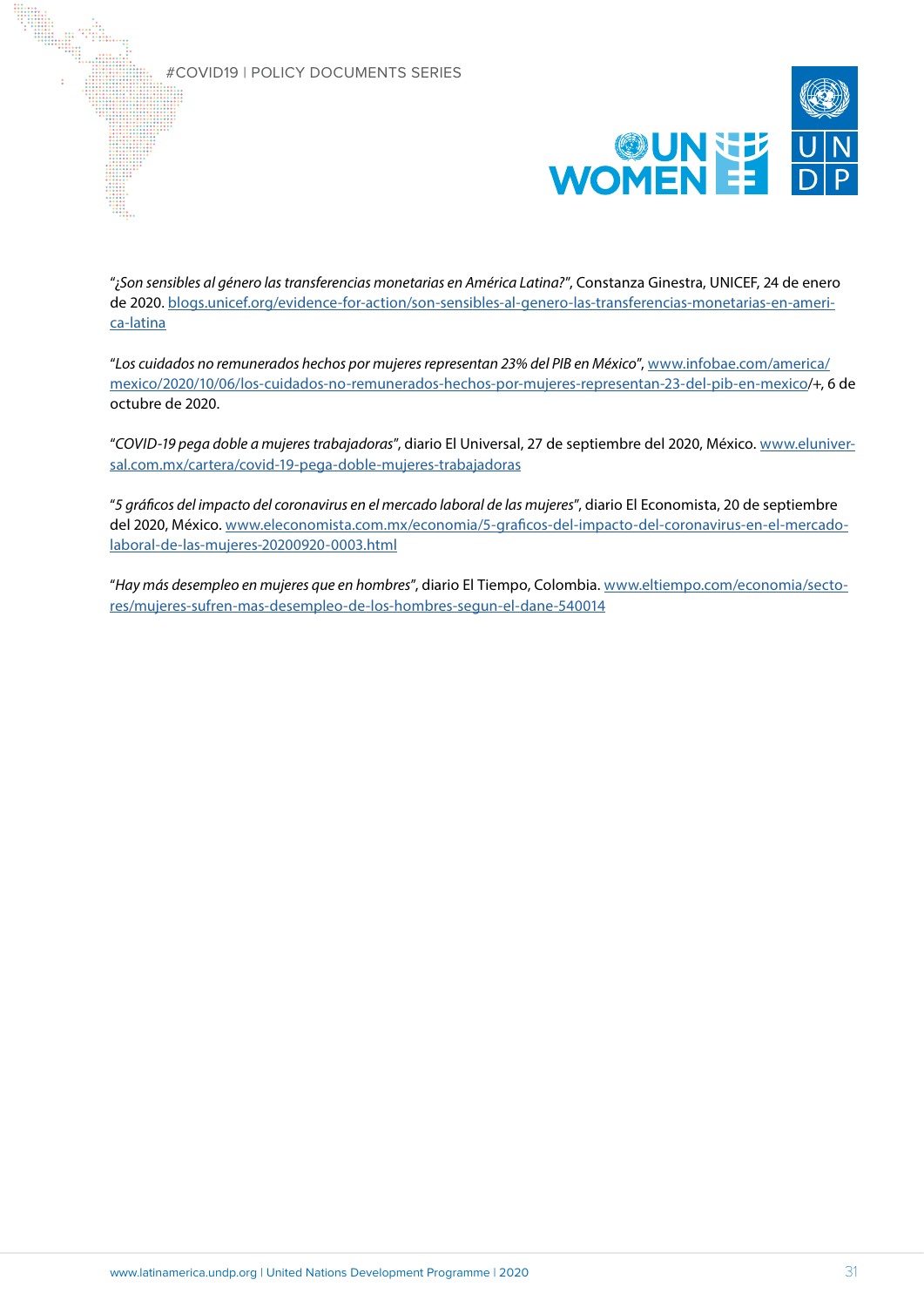"*¿Son sensibles al género las transferencias monetarias en América Latina?*", Constanza Ginestra, UNICEF, 24 de enero de 2020. blogs.unicef.org/evidence-for-action/son-sensibles-al-genero-las-transferencias-monetarias-en-america-latina

"*Los cuidados no remunerados hechos por mujeres representan 23% del PIB en México*", www.infobae.com/america/mexico/2020/10/06/los-cuidados-no-remunerados-hechos-por-mujeres-representan-23-del-pib-en-mexico/+, 6 de octubre de 2020.

"*COVID-19 pega doble a mujeres trabajadoras*", diario El Universal, 27 de septiembre del 2020, México. www.eluniversal.com.mx/cartera/covid-19-pega-doble-mujeres-trabajadoras

"*5 gráficos del impacto del coronavirus en el mercado laboral de las mujeres*", diario El Economista, 20 de septiembre del 2020, México. www.eleconomista.com.mx/economia/5-graficos-del-impacto-del-coronavirus-en-el-mercado-laboral-de-las-mujeres-20200920-0003.html

"*Hay más desempleo en mujeres que en hombres*", diario El Tiempo, Colombia. www.eltiempo.com/economia/sectores/mujeres-sufren-mas-desempleo-de-los-hombres-segun-el-dane-540014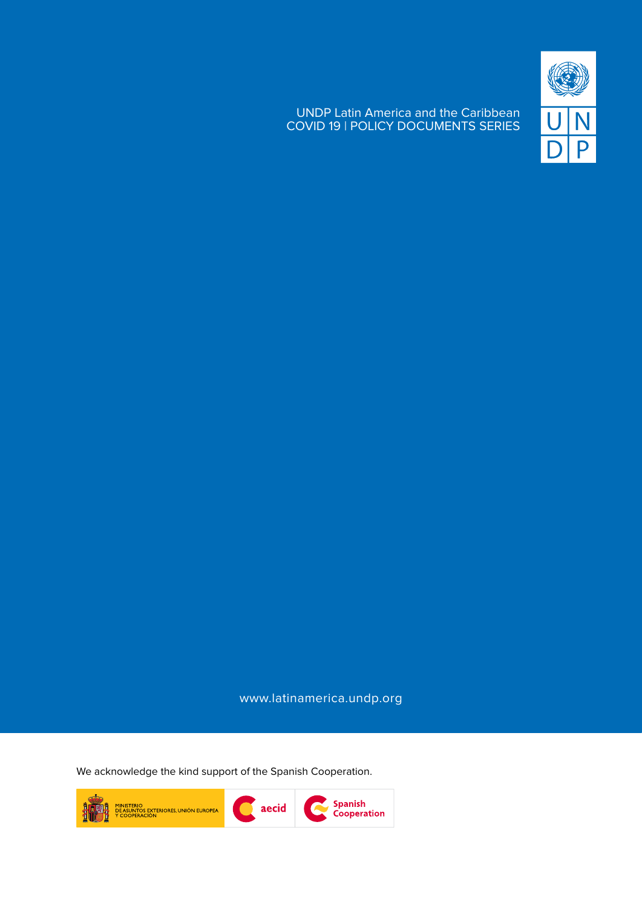UNDP Latin America and the Caribbean
COVID 19 | POLICY DOCUMENTS SERIES

U N
D P

www.latinamerica.undp.org

We acknowledge the kind support of the Spanish Cooperation.

MINISTERIO
DE ASUNTOS EXTERIORES, UNIÓN EUROPEA
Y COOPERACIÓN

aecid

Spanish
Cooperation